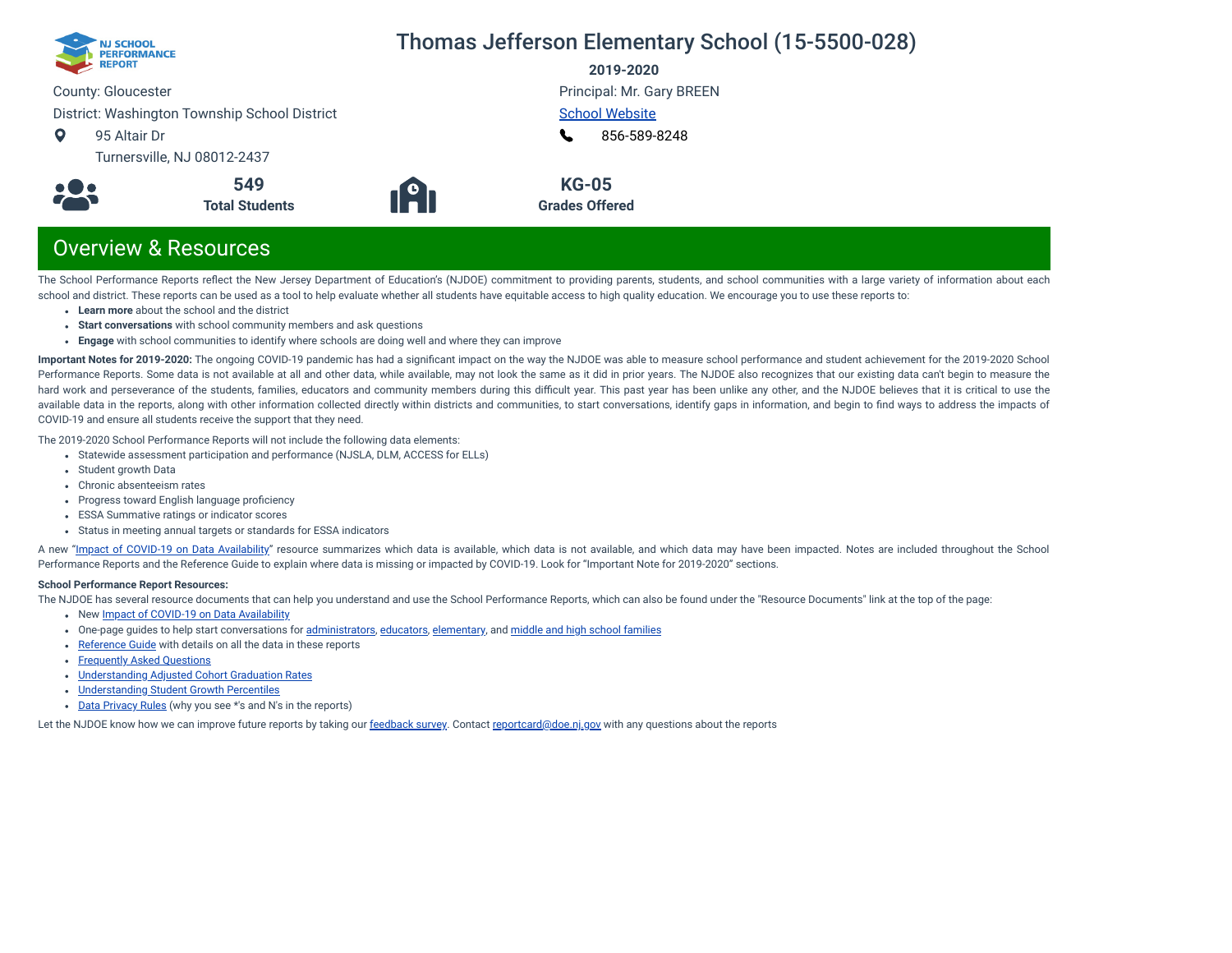# Thomas Jefferson Elementary School (15-5500-028)

**2019-2020**

County: Gloucester

District: Washington Township School District

95 Altair Dr
Turnersville, NJ 08012-2437

Principal: Mr. Gary BREEN

[School Website]

856-589-8248

**549**
**Total Students**

**KG-05**
**Grades Offered**

## Overview & Resources

The School Performance Reports reflect the New Jersey Department of Education's (NJDOE) commitment to providing parents, students, and school communities with a large variety of information about each school and district. These reports can be used as a tool to help evaluate whether all students have equitable access to high quality education. We encourage you to use these reports to:

- **Learn more** about the school and the district
- **Start conversations** with school community members and ask questions
- **Engage** with school communities to identify where schools are doing well and where they can improve

**Important Notes for 2019-2020:** The ongoing COVID-19 pandemic has had a significant impact on the way the NJDOE was able to measure school performance and student achievement for the 2019-2020 School Performance Reports. Some data is not available at all and other data, while available, may not look the same as it did in prior years. The NJDOE also recognizes that our existing data can't begin to measure the hard work and perseverance of the students, families, educators and community members during this difficult year. This past year has been unlike any other, and the NJDOE believes that it is critical to use the available data in the reports, along with other information collected directly within districts and communities, to start conversations, identify gaps in information, and begin to find ways to address the impacts of COVID-19 and ensure all students receive the support that they need.

The 2019-2020 School Performance Reports will not include the following data elements:

- Statewide assessment participation and performance (NJSLA, DLM, ACCESS for ELLs)
- Student growth Data
- Chronic absenteeism rates
- Progress toward English language proficiency
- ESSA Summative ratings or indicator scores
- Status in meeting annual targets or standards for ESSA indicators

A new "Impact of COVID-19 on Data Availability" resource summarizes which data is available, which data is not available, and which data may have been impacted. Notes are included throughout the School Performance Reports and the Reference Guide to explain where data is missing or impacted by COVID-19. Look for "Important Note for 2019-2020" sections.

**School Performance Report Resources:**

The NJDOE has several resource documents that can help you understand and use the School Performance Reports, which can also be found under the "Resource Documents" link at the top of the page:

- New Impact of COVID-19 on Data Availability
- One-page guides to help start conversations for administrators, educators, elementary, and middle and high school families
- Reference Guide with details on all the data in these reports
- Frequently Asked Questions
- Understanding Adjusted Cohort Graduation Rates
- Understanding Student Growth Percentiles
- Data Privacy Rules (why you see *'s and N's in the reports)

Let the NJDOE know how we can improve future reports by taking our feedback survey. Contact reportcard@doe.nj.gov with any questions about the reports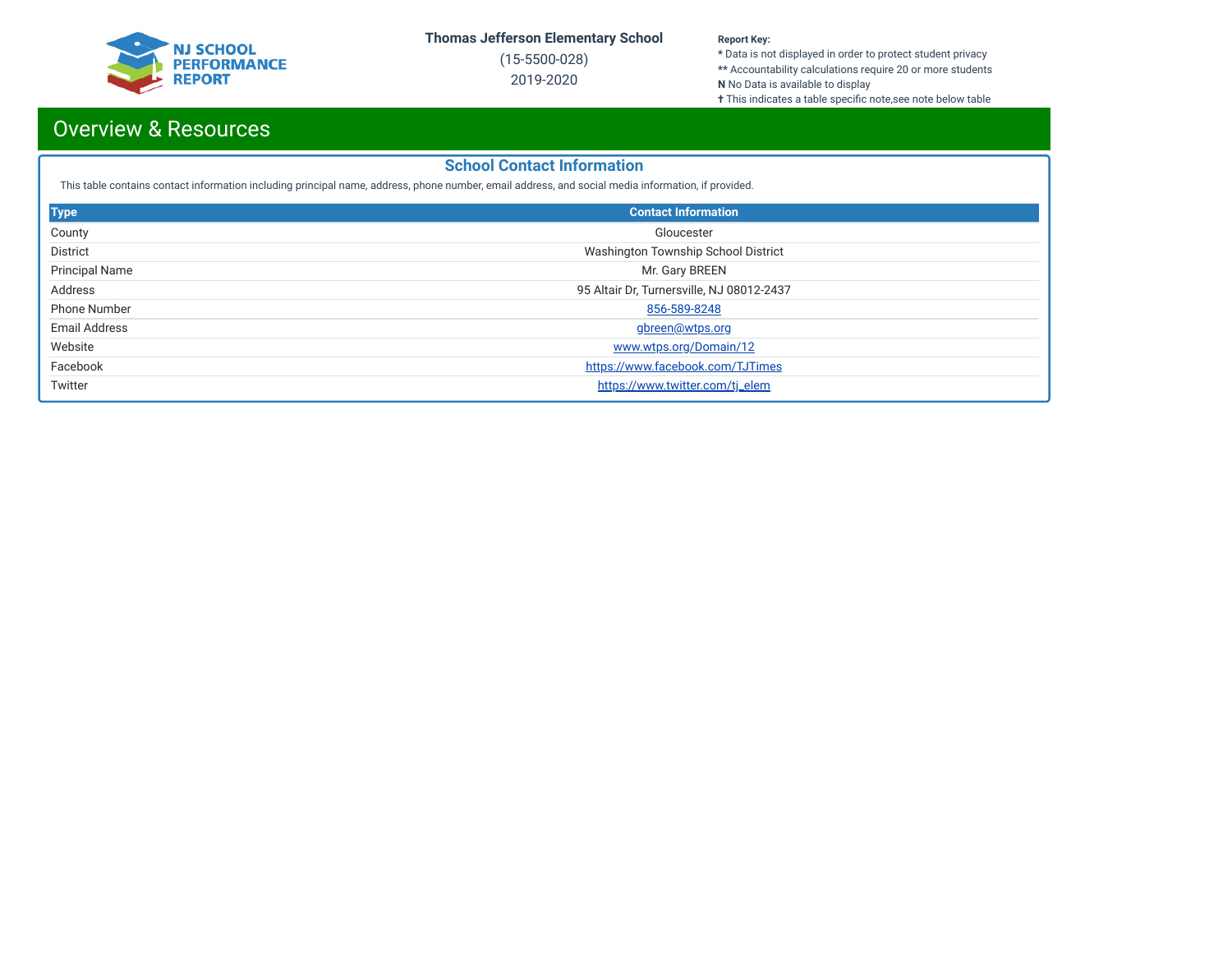**Thomas Jefferson Elementary School**

(15-5500-028)

2019-2020

**Report Key:**

**\*** Data is not displayed in order to protect student privacy

**\*\*** Accountability calculations require 20 or more students

**N** No Data is available to display

**†** This indicates a table specific note,see note below table

# Overview & Resources

## School Contact Information

This table contains contact information including principal name, address, phone number, email address, and social media information, if provided.

| Type | Contact Information |
|---|---|
| County | Gloucester |
| District | Washington Township School District |
| Principal Name | Mr. Gary BREEN |
| Address | 95 Altair Dr, Turnersville, NJ 08012-2437 |
| Phone Number | 856-589-8248 |
| Email Address | gbreen@wtps.org |
| Website | www.wtps.org/Domain/12 |
| Facebook | https://www.facebook.com/TJTimes |
| Twitter | https://www.twitter.com/tj_elem |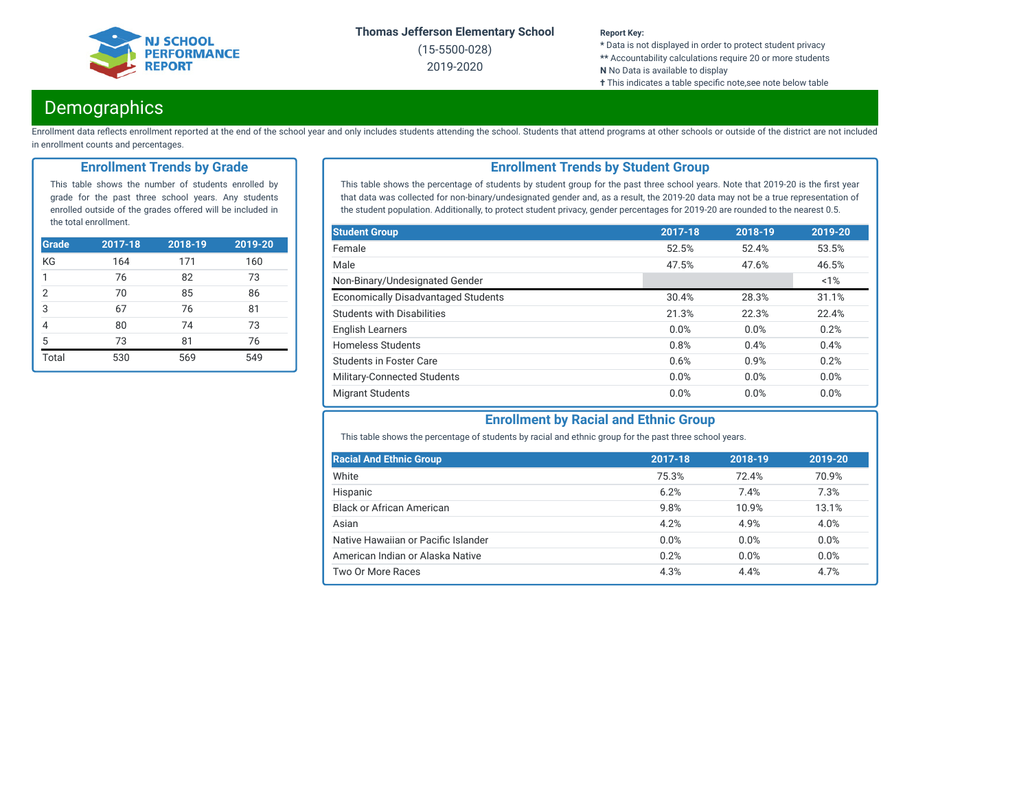Thomas Jefferson Elementary School
(15-5500-028)
2019-2020

**Report Key:**
* Data is not displayed in order to protect student privacy
** Accountability calculations require 20 or more students
**N** No Data is available to display
✝ This indicates a table specific note,see note below table

## Demographics

Enrollment data reflects enrollment reported at the end of the school year and only includes students attending the school. Students that attend programs at other schools or outside of the district are not included in enrollment counts and percentages.

### Enrollment Trends by Grade

This table shows the number of students enrolled by grade for the past three school years. Any students enrolled outside of the grades offered will be included in the total enrollment.

| Grade | 2017-18 | 2018-19 | 2019-20 |
|---|---|---|---|
| KG | 164 | 171 | 160 |
| 1 | 76 | 82 | 73 |
| 2 | 70 | 85 | 86 |
| 3 | 67 | 76 | 81 |
| 4 | 80 | 74 | 73 |
| 5 | 73 | 81 | 76 |
| Total | 530 | 569 | 549 |

### Enrollment Trends by Student Group

This table shows the percentage of students by student group for the past three school years. Note that 2019-20 is the first year that data was collected for non-binary/undesignated gender and, as a result, the 2019-20 data may not be a true representation of the student population. Additionally, to protect student privacy, gender percentages for 2019-20 are rounded to the nearest 0.5.

| Student Group | 2017-18 | 2018-19 | 2019-20 |
|---|---|---|---|
| Female | 52.5% | 52.4% | 53.5% |
| Male | 47.5% | 47.6% | 46.5% |
| Non-Binary/Undesignated Gender | | | <1% |
| Economically Disadvantaged Students | 30.4% | 28.3% | 31.1% |
| Students with Disabilities | 21.3% | 22.3% | 22.4% |
| English Learners | 0.0% | 0.0% | 0.2% |
| Homeless Students | 0.8% | 0.4% | 0.4% |
| Students in Foster Care | 0.6% | 0.9% | 0.2% |
| Military-Connected Students | 0.0% | 0.0% | 0.0% |
| Migrant Students | 0.0% | 0.0% | 0.0% |

### Enrollment by Racial and Ethnic Group

This table shows the percentage of students by racial and ethnic group for the past three school years.

| Racial And Ethnic Group | 2017-18 | 2018-19 | 2019-20 |
|---|---|---|---|
| White | 75.3% | 72.4% | 70.9% |
| Hispanic | 6.2% | 7.4% | 7.3% |
| Black or African American | 9.8% | 10.9% | 13.1% |
| Asian | 4.2% | 4.9% | 4.0% |
| Native Hawaiian or Pacific Islander | 0.0% | 0.0% | 0.0% |
| American Indian or Alaska Native | 0.2% | 0.0% | 0.0% |
| Two Or More Races | 4.3% | 4.4% | 4.7% |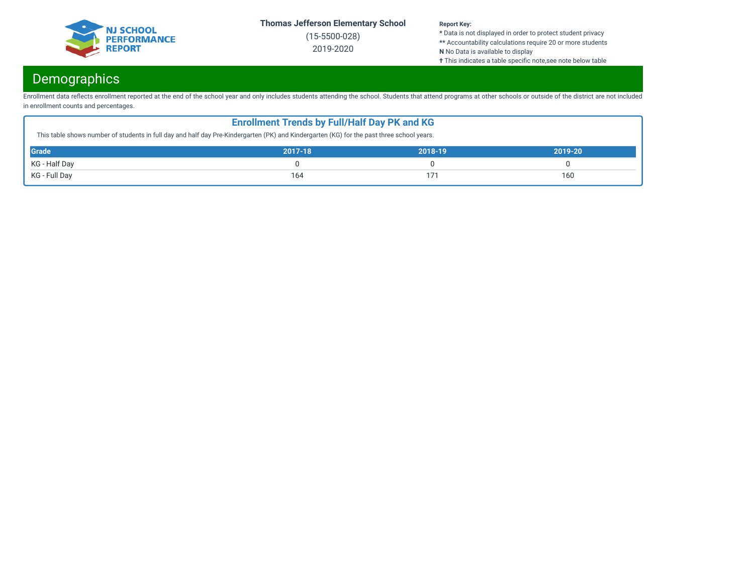## Demographics

Enrollment data reflects enrollment reported at the end of the school year and only includes students attending the school. Students that attend programs at other schools or outside of the district are not included in enrollment counts and percentages.

### Enrollment Trends by Full/Half Day PK and KG

This table shows number of students in full day and half day Pre-Kindergarten (PK) and Kindergarten (KG) for the past three school years.

| Grade | 2017-18 | 2018-19 | 2019-20 |
|---|---|---|---|
| KG - Half Day | 0 | 0 | 0 |
| KG - Full Day | 164 | 171 | 160 |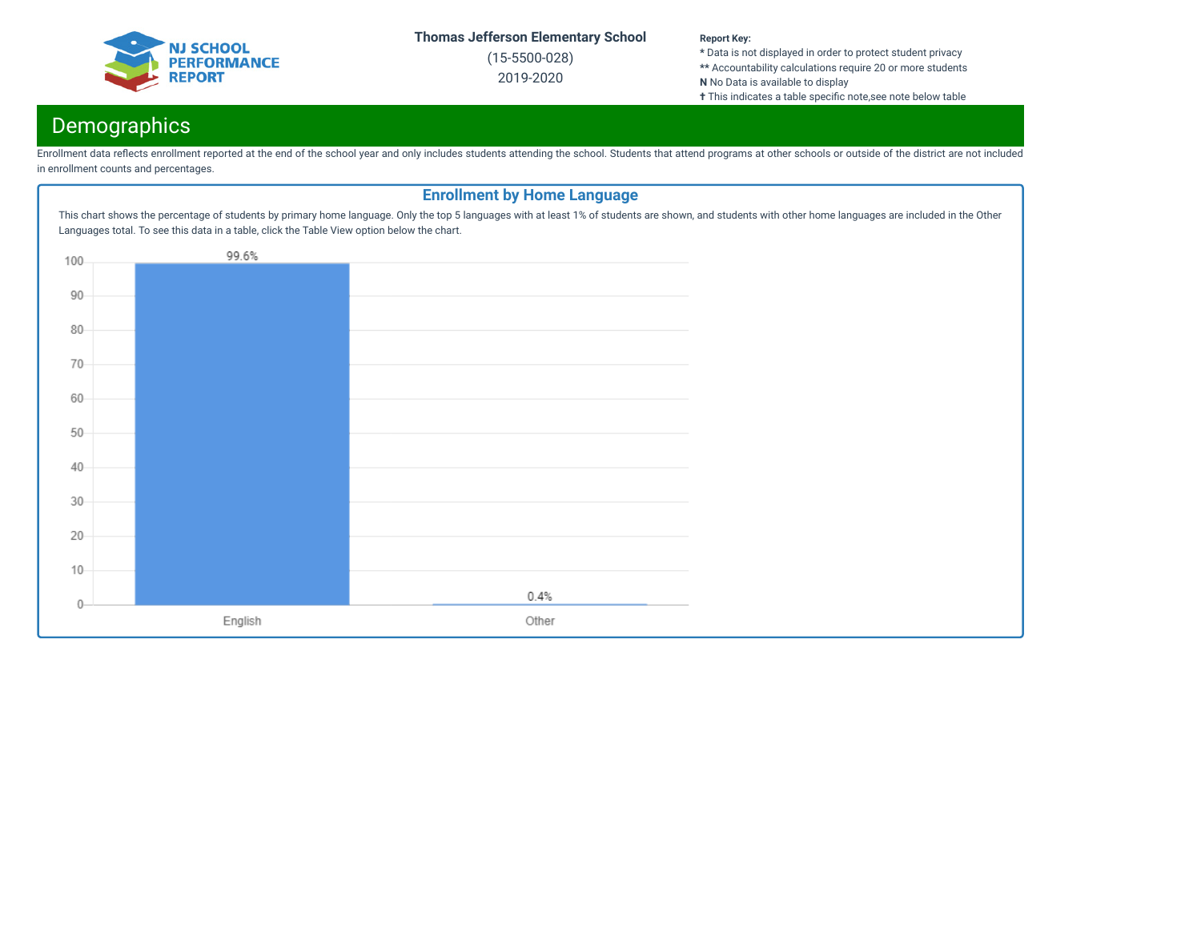Thomas Jefferson Elementary School
(15-5500-028)
2019-2020

**Report Key:**
* Data is not displayed in order to protect student privacy
** Accountability calculations require 20 or more students
**N** No Data is available to display
✝ This indicates a table specific note,see note below table

## Demographics

Enrollment data reflects enrollment reported at the end of the school year and only includes students attending the school. Students that attend programs at other schools or outside of the district are not included in enrollment counts and percentages.

### Enrollment by Home Language

This chart shows the percentage of students by primary home language. Only the top 5 languages with at least 1% of students are shown, and students with other home languages are included in the Other Languages total. To see this data in a table, click the Table View option below the chart.

| Language | Percentage |
|---|---|
| English | 99.6% |
| Other | 0.4% |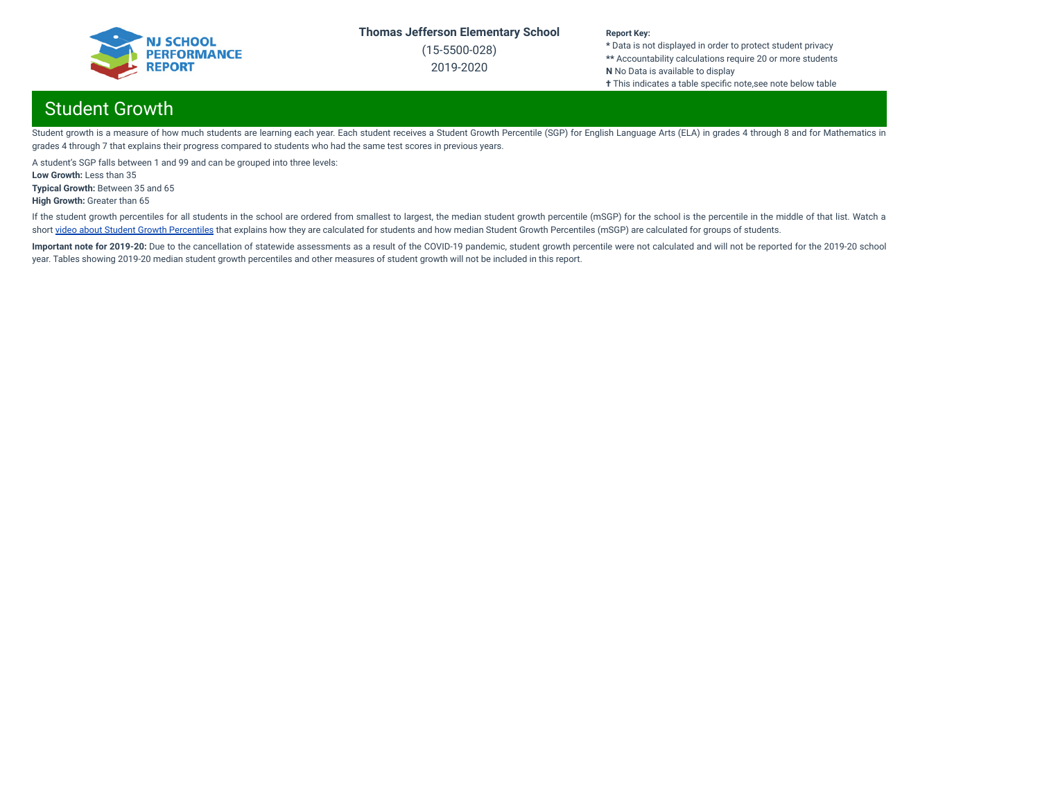## Student Growth

Student growth is a measure of how much students are learning each year. Each student receives a Student Growth Percentile (SGP) for English Language Arts (ELA) in grades 4 through 8 and for Mathematics in grades 4 through 7 that explains their progress compared to students who had the same test scores in previous years.

A student's SGP falls between 1 and 99 and can be grouped into three levels:
**Low Growth:** Less than 35
**Typical Growth:** Between 35 and 65
**High Growth:** Greater than 65

If the student growth percentiles for all students in the school are ordered from smallest to largest, the median student growth percentile (mSGP) for the school is the percentile in the middle of that list. Watch a short [video about Student Growth Percentiles] that explains how they are calculated for students and how median Student Growth Percentiles (mSGP) are calculated for groups of students.

**Important note for 2019-20:** Due to the cancellation of statewide assessments as a result of the COVID-19 pandemic, student growth percentile were not calculated and will not be reported for the 2019-20 school year. Tables showing 2019-20 median student growth percentiles and other measures of student growth will not be included in this report.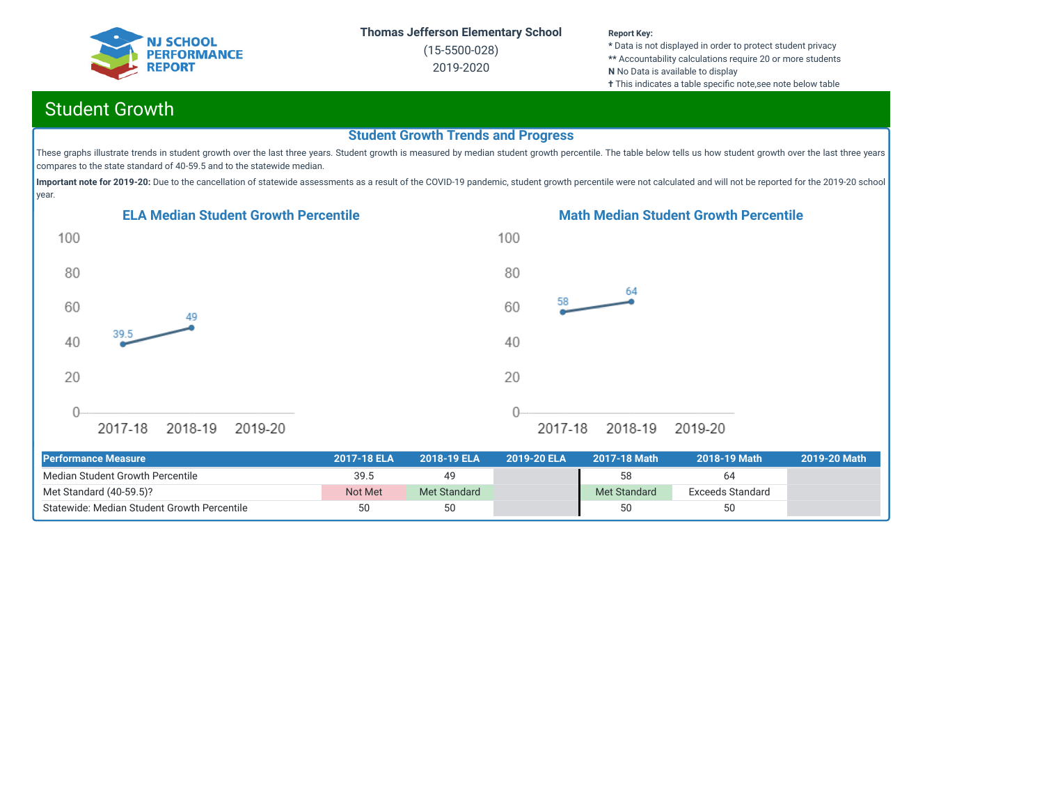Thomas Jefferson Elementary School
(15-5500-028)
2019-2020

**Report Key:**
* Data is not displayed in order to protect student privacy
** Accountability calculations require 20 or more students
**N** No Data is available to display
✝ This indicates a table specific note,see note below table

## Student Growth

### Student Growth Trends and Progress

These graphs illustrate trends in student growth over the last three years. Student growth is measured by median student growth percentile. The table below tells us how student growth over the last three years compares to the state standard of 40-59.5 and to the statewide median.

**Important note for 2019-20:** Due to the cancellation of statewide assessments as a result of the COVID-19 pandemic, student growth percentile were not calculated and will not be reported for the 2019-20 school year.

#### ELA Median Student Growth Percentile

| Year | Value |
|---|---|
| 2017-18 | 39.5 |
| 2018-19 | 49 |
| 2019-20 | |

#### Math Median Student Growth Percentile

| Year | Value |
|---|---|
| 2017-18 | 58 |
| 2018-19 | 64 |
| 2019-20 | |

| Performance Measure | 2017-18 ELA | 2018-19 ELA | 2019-20 ELA | 2017-18 Math | 2018-19 Math | 2019-20 Math |
|---|---|---|---|---|---|---|
| Median Student Growth Percentile | 39.5 | 49 | | 58 | 64 | |
| Met Standard (40-59.5)? | Not Met | Met Standard | | Met Standard | Exceeds Standard | |
| Statewide: Median Student Growth Percentile | 50 | 50 | | 50 | 50 | |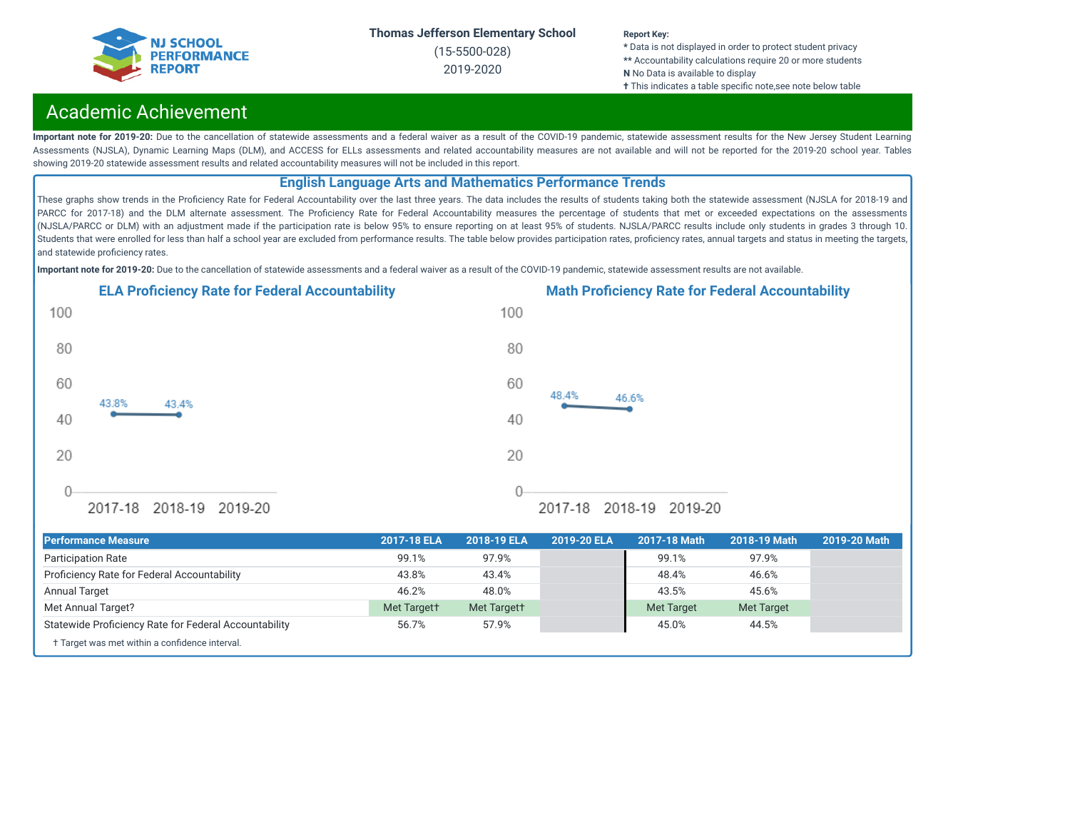Thomas Jefferson Elementary School

(15-5500-028)

2019-2020

**Report Key:**
* Data is not displayed in order to protect student privacy
** Accountability calculations require 20 or more students
**N** No Data is available to display
✝ This indicates a table specific note,see note below table

# Academic Achievement

**Important note for 2019-20:** Due to the cancellation of statewide assessments and a federal waiver as a result of the COVID-19 pandemic, statewide assessment results for the New Jersey Student Learning Assessments (NJSLA), Dynamic Learning Maps (DLM), and ACCESS for ELLs assessments and related accountability measures are not available and will not be reported for the 2019-20 school year. Tables showing 2019-20 statewide assessment results and related accountability measures will not be included in this report.

## English Language Arts and Mathematics Performance Trends

These graphs show trends in the Proficiency Rate for Federal Accountability over the last three years. The data includes the results of students taking both the statewide assessment (NJSLA for 2018-19 and PARCC for 2017-18) and the DLM alternate assessment. The Proficiency Rate for Federal Accountability measures the percentage of students that met or exceeded expectations on the assessments (NJSLA/PARCC or DLM) with an adjustment made if the participation rate is below 95% to ensure reporting on at least 95% of students. NJSLA/PARCC results include only students in grades 3 through 10. Students that were enrolled for less than half a school year are excluded from performance results. The table below provides participation rates, proficiency rates, annual targets and status in meeting the targets, and statewide proficiency rates.

**Important note for 2019-20:** Due to the cancellation of statewide assessments and a federal waiver as a result of the COVID-19 pandemic, statewide assessment results are not available.

### ELA Proficiency Rate for Federal Accountability

| Year | Proficiency Rate |
|---|---|
| 2017-18 | 43.8% |
| 2018-19 | 43.4% |
| 2019-20 | |

### Math Proficiency Rate for Federal Accountability

| Year | Proficiency Rate |
|---|---|
| 2017-18 | 48.4% |
| 2018-19 | 46.6% |
| 2019-20 | |

| Performance Measure | 2017-18 ELA | 2018-19 ELA | 2019-20 ELA | 2017-18 Math | 2018-19 Math | 2019-20 Math |
|---|---|---|---|---|---|---|
| Participation Rate | 99.1% | 97.9% | | 99.1% | 97.9% | |
| Proficiency Rate for Federal Accountability | 43.8% | 43.4% | | 48.4% | 46.6% | |
| Annual Target | 46.2% | 48.0% | | 43.5% | 45.6% | |
| Met Annual Target? | Met Target✝ | Met Target✝ | | Met Target | Met Target | |
| Statewide Proficiency Rate for Federal Accountability | 56.7% | 57.9% | | 45.0% | 44.5% | |

✝ Target was met within a confidence interval.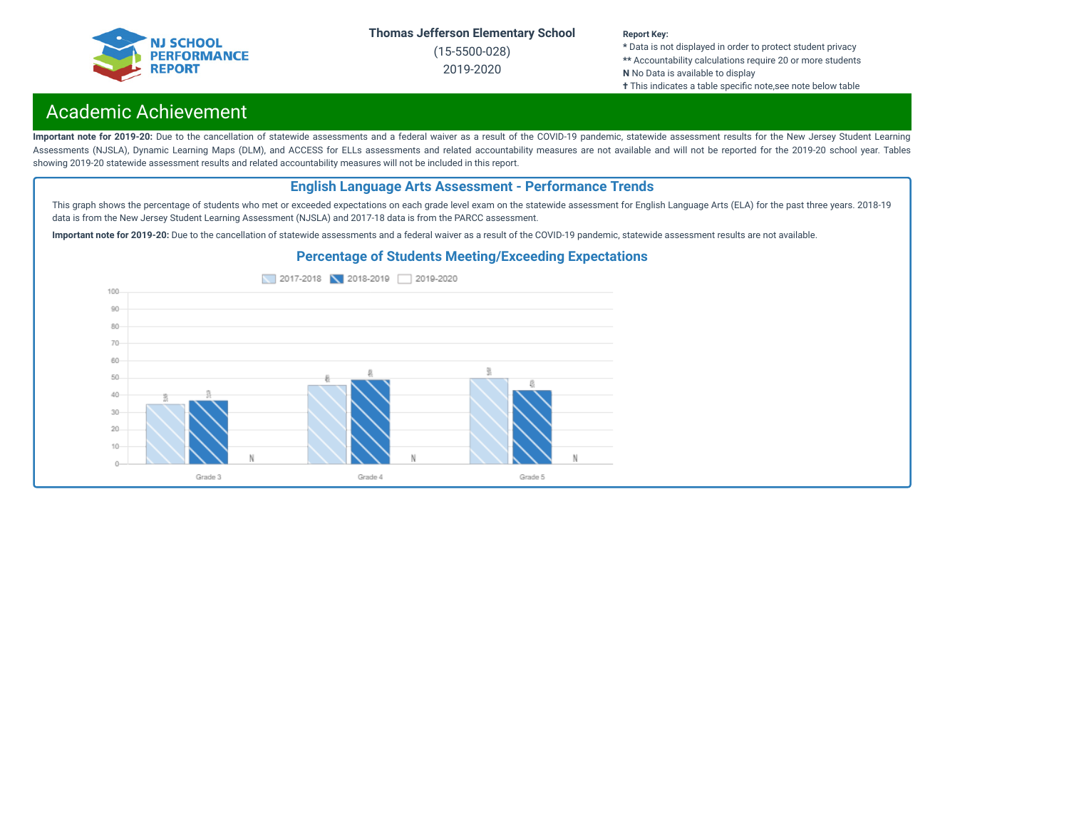# Academic Achievement

**Important note for 2019-20:** Due to the cancellation of statewide assessments and a federal waiver as a result of the COVID-19 pandemic, statewide assessment results for the New Jersey Student Learning Assessments (NJSLA), Dynamic Learning Maps (DLM), and ACCESS for ELLs assessments and related accountability measures are not available and will not be reported for the 2019-20 school year. Tables showing 2019-20 statewide assessment results and related accountability measures will not be included in this report.

## English Language Arts Assessment - Performance Trends

This graph shows the percentage of students who met or exceeded expectations on each grade level exam on the statewide assessment for English Language Arts (ELA) for the past three years. 2018-19 data is from the New Jersey Student Learning Assessment (NJSLA) and 2017-18 data is from the PARCC assessment.

**Important note for 2019-20:** Due to the cancellation of statewide assessments and a federal waiver as a result of the COVID-19 pandemic, statewide assessment results are not available.

### Percentage of Students Meeting/Exceeding Expectations

| | 2017-2018 | 2018-2019 | 2019-2020 |
|---|---|---|---|
| Grade 3 | 35 | 37 | N |
| Grade 4 | 46 | 49 | N |
| Grade 5 | 50 | 43 | N |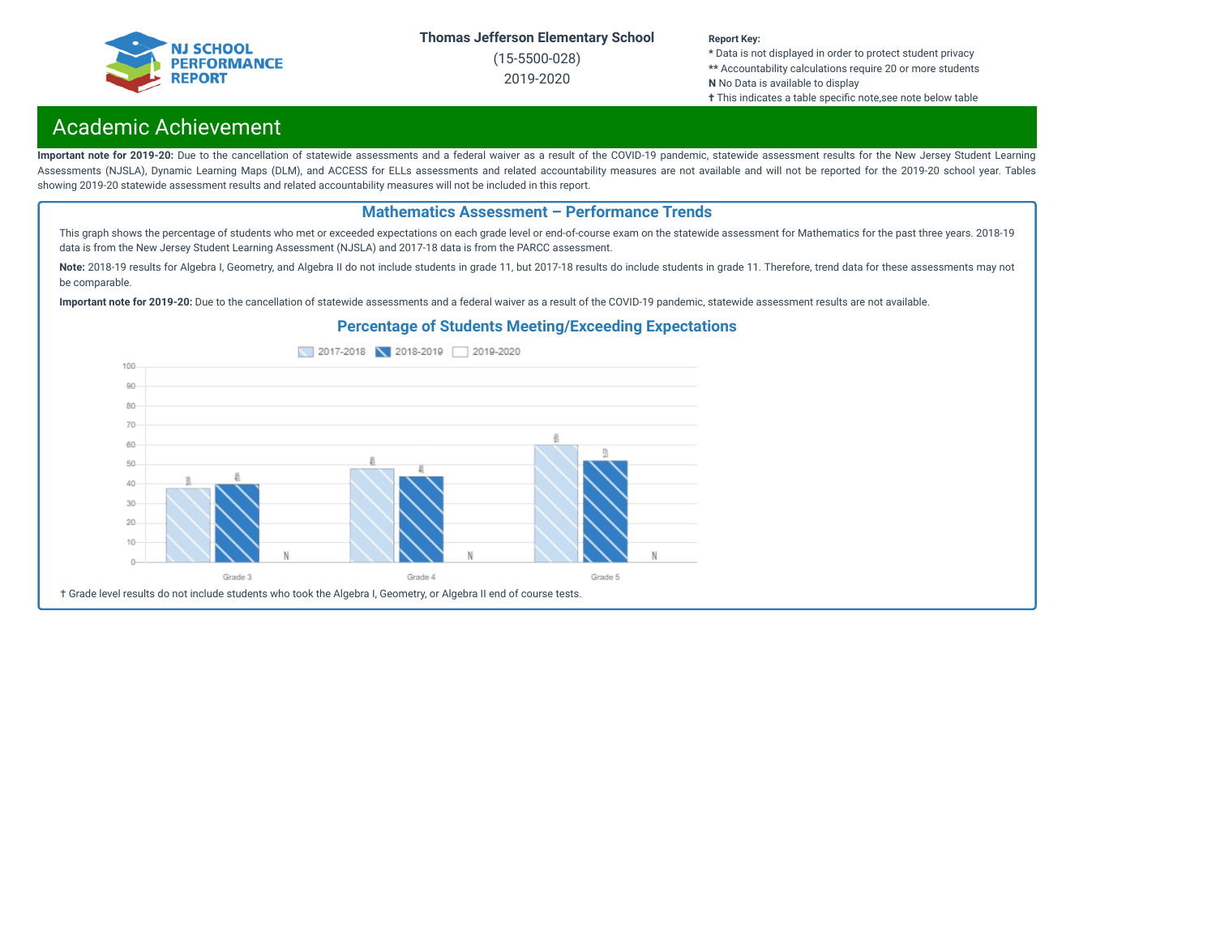## Academic Achievement

**Important note for 2019-20:** Due to the cancellation of statewide assessments and a federal waiver as a result of the COVID-19 pandemic, statewide assessment results for the New Jersey Student Learning Assessments (NJSLA), Dynamic Learning Maps (DLM), and ACCESS for ELLs assessments and related accountability measures are not available and will not be reported for the 2019-20 school year. Tables showing 2019-20 statewide assessment results and related accountability measures will not be included in this report.

### Mathematics Assessment – Performance Trends

This graph shows the percentage of students who met or exceeded expectations on each grade level or end-of-course exam on the statewide assessment for Mathematics for the past three years. 2018-19 data is from the New Jersey Student Learning Assessment (NJSLA) and 2017-18 data is from the PARCC assessment.

**Note:** 2018-19 results for Algebra I, Geometry, and Algebra II do not include students in grade 11, but 2017-18 results do include students in grade 11. Therefore, trend data for these assessments may not be comparable.

**Important note for 2019-20:** Due to the cancellation of statewide assessments and a federal waiver as a result of the COVID-19 pandemic, statewide assessment results are not available.

#### Percentage of Students Meeting/Exceeding Expectations

| | 2017-2018 | 2018-2019 | 2019-2020 |
|---|---|---|---|
| Grade 3 | 38 | 40 | N |
| Grade 4 | 48 | 44 | N |
| Grade 5 | 60 | 52 | N |

† Grade level results do not include students who took the Algebra I, Geometry, or Algebra II end of course tests.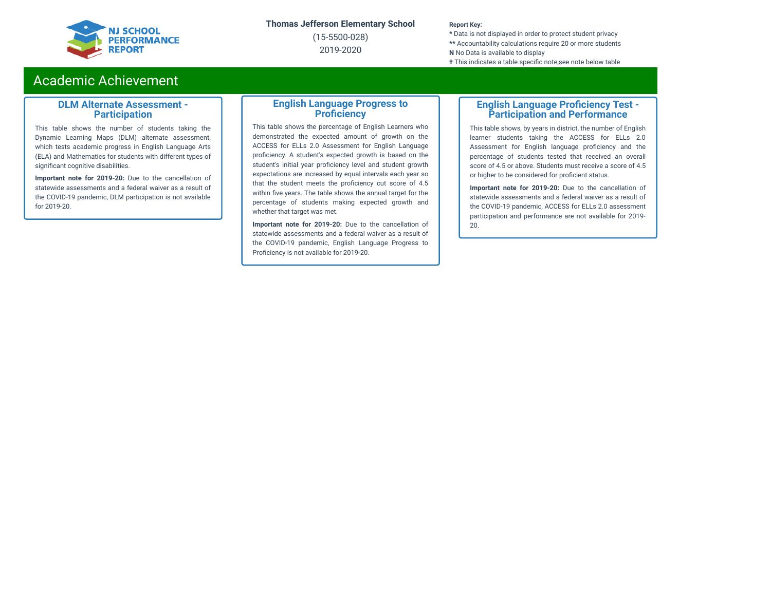## Academic Achievement

### DLM Alternate Assessment - Participation

This table shows the number of students taking the Dynamic Learning Maps (DLM) alternate assessment, which tests academic progress in English Language Arts (ELA) and Mathematics for students with different types of significant cognitive disabilities.

**Important note for 2019-20:** Due to the cancellation of statewide assessments and a federal waiver as a result of the COVID-19 pandemic, DLM participation is not available for 2019-20.

### English Language Progress to Proficiency

This table shows the percentage of English Learners who demonstrated the expected amount of growth on the ACCESS for ELLs 2.0 Assessment for English Language proficiency. A student's expected growth is based on the student's initial year proficiency level and student growth expectations are increased by equal intervals each year so that the student meets the proficiency cut score of 4.5 within five years. The table shows the annual target for the percentage of students making expected growth and whether that target was met.

**Important note for 2019-20:** Due to the cancellation of statewide assessments and a federal waiver as a result of the COVID-19 pandemic, English Language Progress to Proficiency is not available for 2019-20.

### English Language Proficiency Test - Participation and Performance

This table shows, by years in district, the number of English learner students taking the ACCESS for ELLs 2.0 Assessment for English language proficiency and the percentage of students tested that received an overall score of 4.5 or above. Students must receive a score of 4.5 or higher to be considered for proficient status.

**Important note for 2019-20:** Due to the cancellation of statewide assessments and a federal waiver as a result of the COVID-19 pandemic, ACCESS for ELLs 2.0 assessment participation and performance are not available for 2019-20.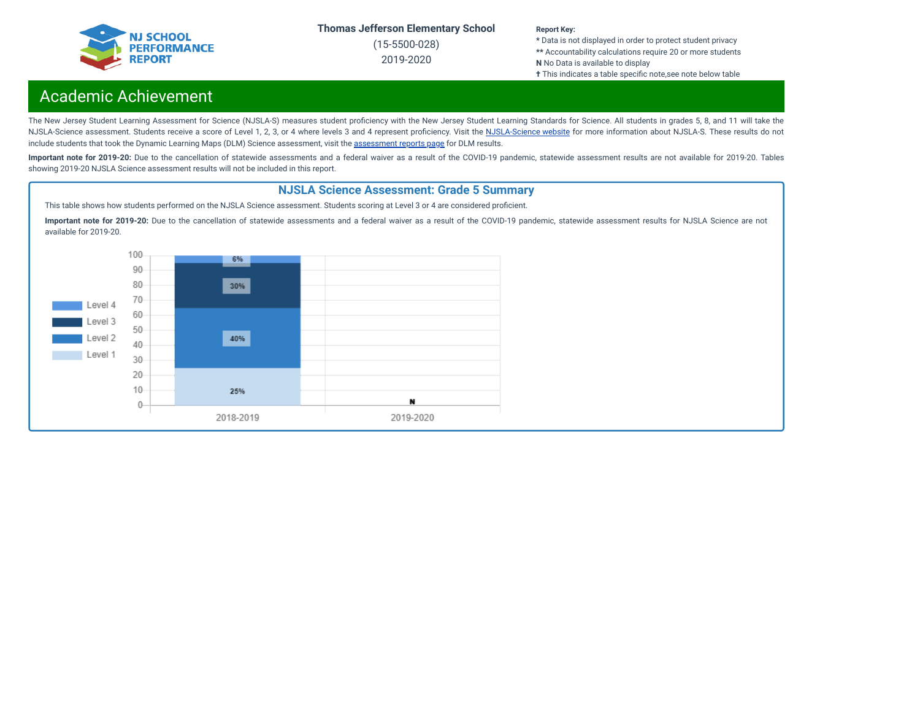**Thomas Jefferson Elementary School**

(15-5500-028)

2019-2020

**Report Key:**
* Data is not displayed in order to protect student privacy
** Accountability calculations require 20 or more students
**N** No Data is available to display
✝ This indicates a table specific note,see note below table

# Academic Achievement

The New Jersey Student Learning Assessment for Science (NJSLA-S) measures student proficiency with the New Jersey Student Learning Standards for Science. All students in grades 5, 8, and 11 will take the NJSLA-Science assessment. Students receive a score of Level 1, 2, 3, or 4 where levels 3 and 4 represent proficiency. Visit the NJSLA-Science website for more information about NJSLA-S. These results do not include students that took the Dynamic Learning Maps (DLM) Science assessment, visit the assessment reports page for DLM results.

**Important note for 2019-20:** Due to the cancellation of statewide assessments and a federal waiver as a result of the COVID-19 pandemic, statewide assessment results are not available for 2019-20. Tables showing 2019-20 NJSLA Science assessment results will not be included in this report.

## NJSLA Science Assessment: Grade 5 Summary

This table shows how students performed on the NJSLA Science assessment. Students scoring at Level 3 or 4 are considered proficient.

**Important note for 2019-20:** Due to the cancellation of statewide assessments and a federal waiver as a result of the COVID-19 pandemic, statewide assessment results for NJSLA Science are not available for 2019-20.

| Year | Level 1 | Level 2 | Level 3 | Level 4 |
|---|---|---|---|---|
| 2018-2019 | 25% | 40% | 30% | 6% |
| 2019-2020 | N | N | N | N |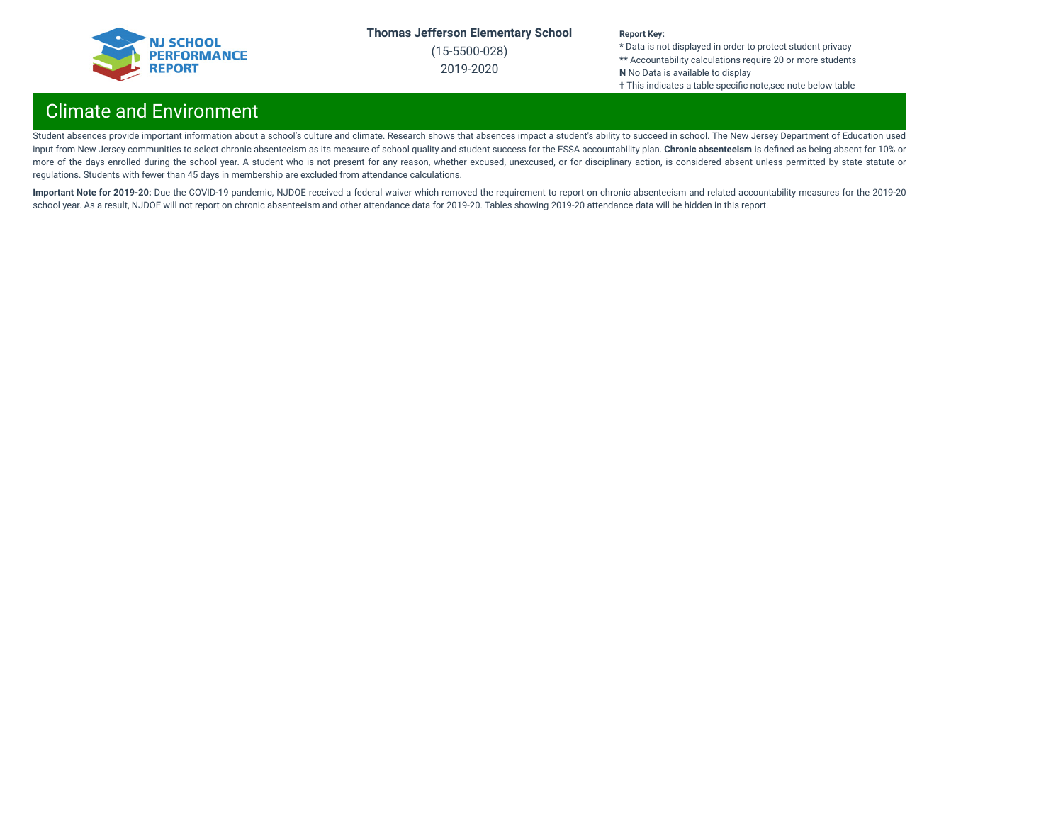## Climate and Environment

Student absences provide important information about a school's culture and climate. Research shows that absences impact a student's ability to succeed in school. The New Jersey Department of Education used input from New Jersey communities to select chronic absenteeism as its measure of school quality and student success for the ESSA accountability plan. **Chronic absenteeism** is defined as being absent for 10% or more of the days enrolled during the school year. A student who is not present for any reason, whether excused, unexcused, or for disciplinary action, is considered absent unless permitted by state statute or regulations. Students with fewer than 45 days in membership are excluded from attendance calculations.

**Important Note for 2019-20:** Due the COVID-19 pandemic, NJDOE received a federal waiver which removed the requirement to report on chronic absenteeism and related accountability measures for the 2019-20 school year. As a result, NJDOE will not report on chronic absenteeism and other attendance data for 2019-20. Tables showing 2019-20 attendance data will be hidden in this report.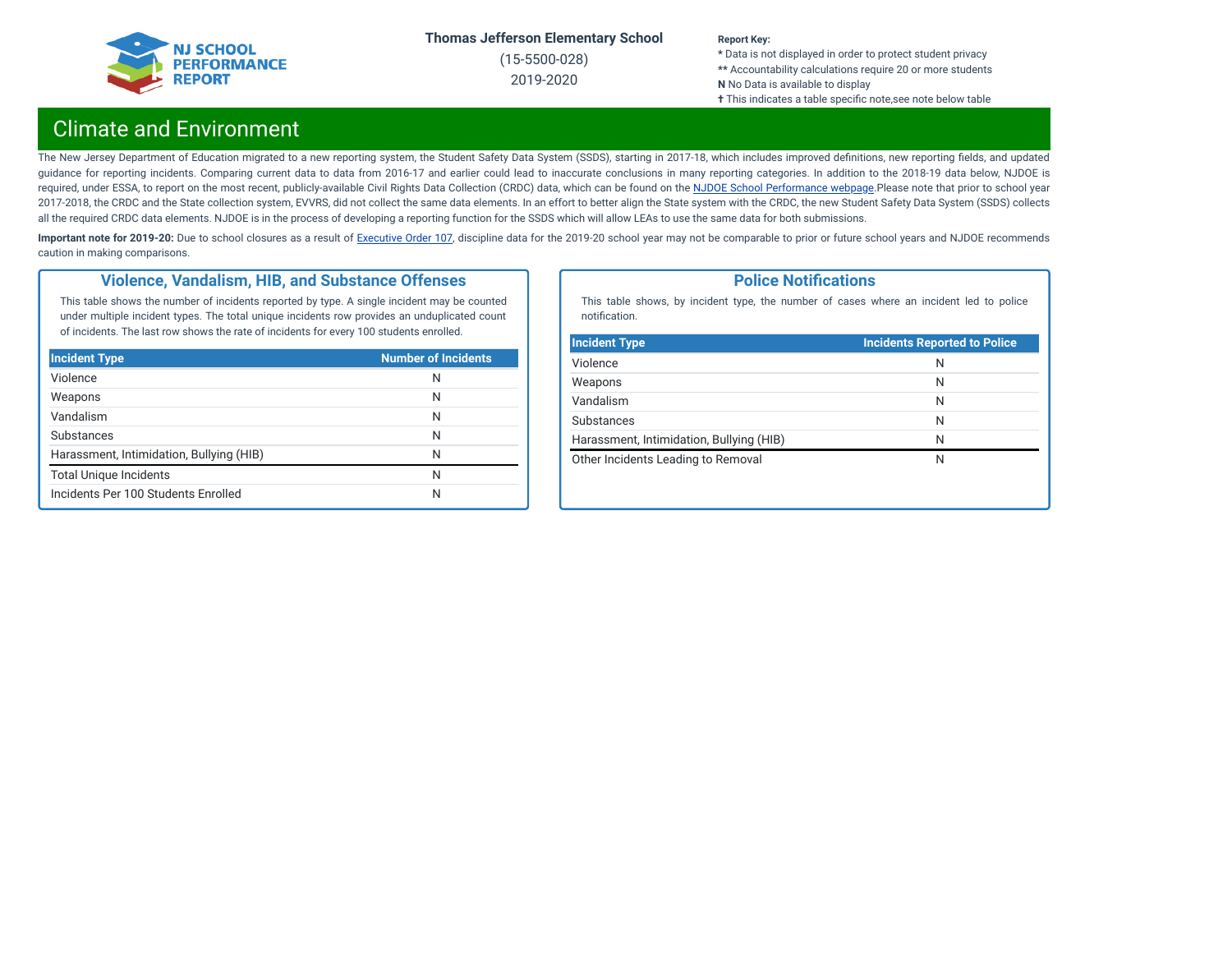# Thomas Jefferson Elementary School

(15-5500-028)

2019-2020

**Report Key:**
* Data is not displayed in order to protect student privacy
** Accountability calculations require 20 or more students
**N** No Data is available to display
✝ This indicates a table specific note,see note below table

## Climate and Environment

The New Jersey Department of Education migrated to a new reporting system, the Student Safety Data System (SSDS), starting in 2017-18, which includes improved definitions, new reporting fields, and updated guidance for reporting incidents. Comparing current data to data from 2016-17 and earlier could lead to inaccurate conclusions in many reporting categories. In addition to the 2018-19 data below, NJDOE is required, under ESSA, to report on the most recent, publicly-available Civil Rights Data Collection (CRDC) data, which can be found on the NJDOE School Performance webpage.Please note that prior to school year 2017-2018, the CRDC and the State collection system, EVVRS, did not collect the same data elements. In an effort to better align the State system with the CRDC, the new Student Safety Data System (SSDS) collects all the required CRDC data elements. NJDOE is in the process of developing a reporting function for the SSDS which will allow LEAs to use the same data for both submissions.

**Important note for 2019-20:** Due to school closures as a result of Executive Order 107, discipline data for the 2019-20 school year may not be comparable to prior or future school years and NJDOE recommends caution in making comparisons.

### Violence, Vandalism, HIB, and Substance Offenses

This table shows the number of incidents reported by type. A single incident may be counted under multiple incident types. The total unique incidents row provides an unduplicated count of incidents. The last row shows the rate of incidents for every 100 students enrolled.

| Incident Type | Number of Incidents |
|---|---|
| Violence | N |
| Weapons | N |
| Vandalism | N |
| Substances | N |
| Harassment, Intimidation, Bullying (HIB) | N |
| Total Unique Incidents | N |
| Incidents Per 100 Students Enrolled | N |

### Police Notifications

This table shows, by incident type, the number of cases where an incident led to police notification.

| Incident Type | Incidents Reported to Police |
|---|---|
| Violence | N |
| Weapons | N |
| Vandalism | N |
| Substances | N |
| Harassment, Intimidation, Bullying (HIB) | N |
| Other Incidents Leading to Removal | N |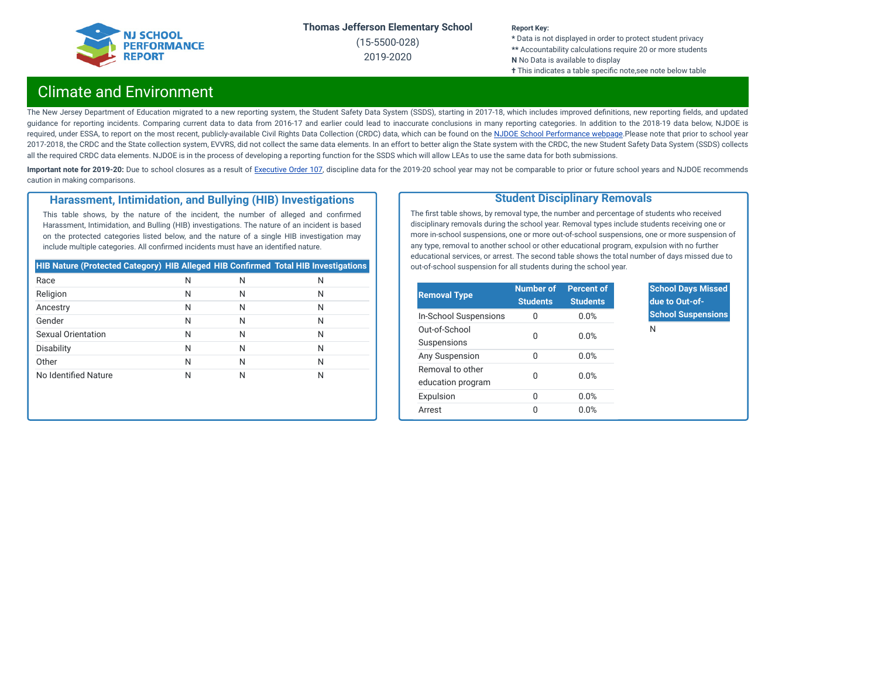# Thomas Jefferson Elementary School

(15-5500-028)

2019-2020

**Report Key:**
* Data is not displayed in order to protect student privacy
** Accountability calculations require 20 or more students
**N** No Data is available to display
✝ This indicates a table specific note,see note below table

## Climate and Environment

The New Jersey Department of Education migrated to a new reporting system, the Student Safety Data System (SSDS), starting in 2017-18, which includes improved definitions, new reporting fields, and updated guidance for reporting incidents. Comparing current data to data from 2016-17 and earlier could lead to inaccurate conclusions in many reporting categories. In addition to the 2018-19 data below, NJDOE is required, under ESSA, to report on the most recent, publicly-available Civil Rights Data Collection (CRDC) data, which can be found on the NJDOE School Performance webpage.Please note that prior to school year 2017-2018, the CRDC and the State collection system, EVVRS, did not collect the same data elements. In an effort to better align the State system with the CRDC, the new Student Safety Data System (SSDS) collects all the required CRDC data elements. NJDOE is in the process of developing a reporting function for the SSDS which will allow LEAs to use the same data for both submissions.

**Important note for 2019-20:** Due to school closures as a result of Executive Order 107, discipline data for the 2019-20 school year may not be comparable to prior or future school years and NJDOE recommends caution in making comparisons.

### Harassment, Intimidation, and Bullying (HIB) Investigations

This table shows, by the nature of the incident, the number of alleged and confirmed Harassment, Intimidation, and Bulling (HIB) investigations. The nature of an incident is based on the protected categories listed below, and the nature of a single HIB investigation may include multiple categories. All confirmed incidents must have an identified nature.

| HIB Nature (Protected Category) | HIB Alleged | HIB Confirmed | Total HIB Investigations |
|---|---|---|---|
| Race | N | N | N |
| Religion | N | N | N |
| Ancestry | N | N | N |
| Gender | N | N | N |
| Sexual Orientation | N | N | N |
| Disability | N | N | N |
| Other | N | N | N |
| No Identified Nature | N | N | N |

### Student Disciplinary Removals

The first table shows, by removal type, the number and percentage of students who received disciplinary removals during the school year. Removal types include students receiving one or more in-school suspensions, one or more out-of-school suspensions, one or more suspension of any type, removal to another school or other educational program, expulsion with no further educational services, or arrest. The second table shows the total number of days missed due to out-of-school suspension for all students during the school year.

| Removal Type | Number of Students | Percent of Students |
|---|---|---|
| In-School Suspensions | 0 | 0.0% |
| Out-of-School Suspensions | 0 | 0.0% |
| Any Suspension | 0 | 0.0% |
| Removal to other education program | 0 | 0.0% |
| Expulsion | 0 | 0.0% |
| Arrest | 0 | 0.0% |

| School Days Missed due to Out-of-School Suspensions |
|---|
| N |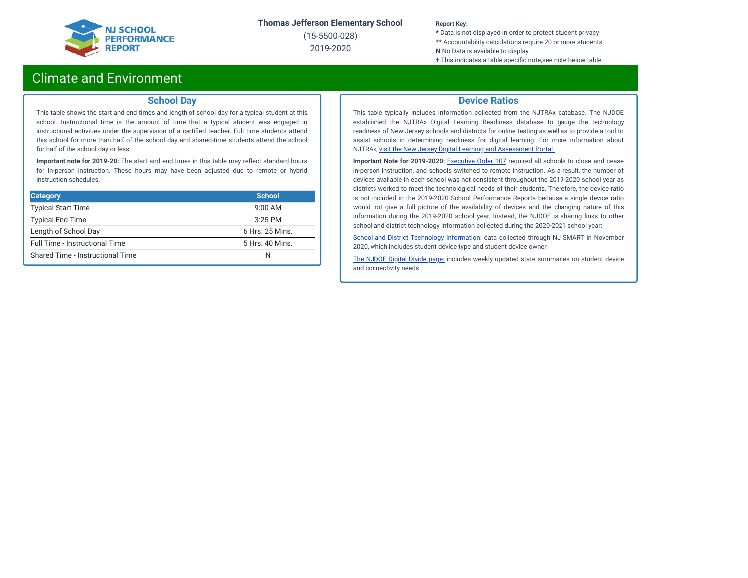# Climate and Environment

## School Day

This table shows the start and end times and length of school day for a typical student at this school. Instructional time is the amount of time that a typical student was engaged in instructional activities under the supervision of a certified teacher. Full time students attend this school for more than half of the school day and shared-time students attend the school for half of the school day or less.

**Important note for 2019-20:** The start and end times in this table may reflect standard hours for in-person instruction. These hours may have been adjusted due to remote or hybrid instruction schedules.

| Category | School |
|---|---|
| Typical Start Time | 9:00 AM |
| Typical End Time | 3:25 PM |
| Length of School Day | 6 Hrs. 25 Mins. |
| Full Time - Instructional Time | 5 Hrs. 40 Mins. |
| Shared Time - Instructional Time | N |

## Device Ratios

This table typically includes information collected from the NJTRAx database. The NJDOE established the NJTRAx Digital Learning Readiness database to gauge the technology readiness of New Jersey schools and districts for online testing as well as to provide a tool to assist schools in determining readiness for digital learning. For more information about NJTRAx, visit the New Jersey Digital Learning and Assessment Portal.

**Important Note for 2019-2020:** Executive Order 107 required all schools to close and cease in-person instruction, and schools switched to remote instruction. As a result, the number of devices available in each school was not consistent throughout the 2019-2020 school year as districts worked to meet the technological needs of their students. Therefore, the device ratio is not included in the 2019-2020 School Performance Reports because a single device ratio would not give a full picture of the availability of devices and the changing nature of this information during the 2019-2020 school year. Instead, the NJDOE is sharing links to other school and district technology information collected during the 2020-2021 school year:

School and District Technology Information: data collected through NJ SMART in November 2020, which includes student device type and student device owner

The NJDOE Digital Divide page: includes weekly updated state summaries on student device and connectivity needs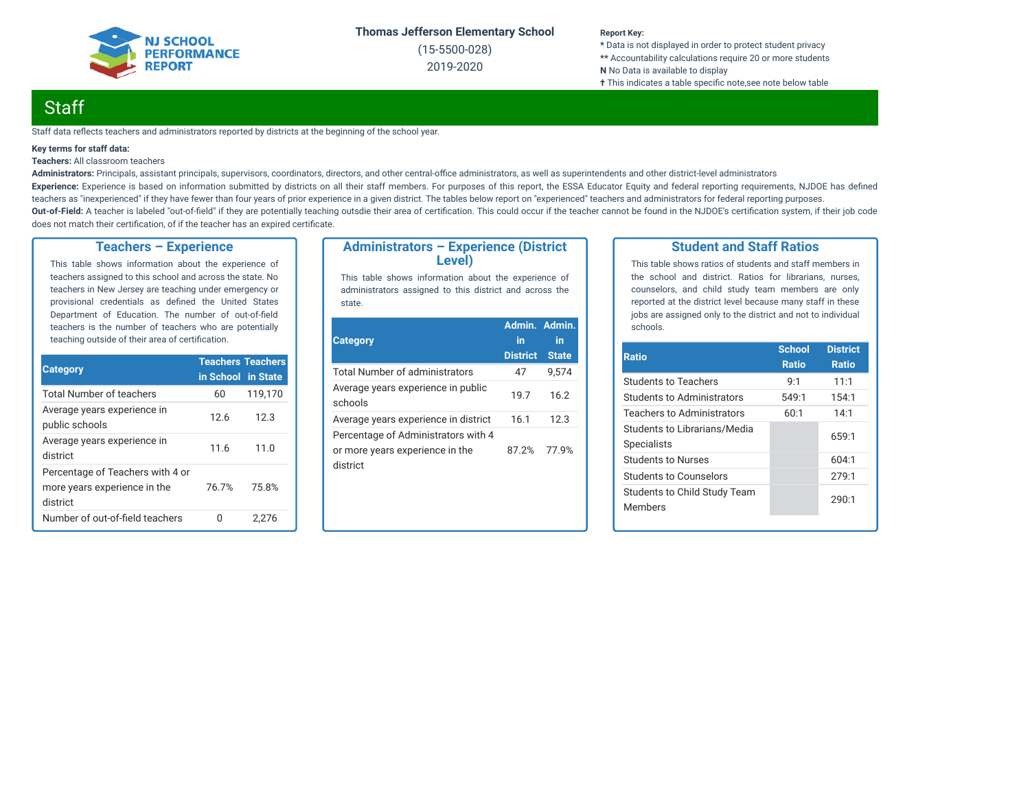Thomas Jefferson Elementary School
(15-5500-028)
2019-2020

**Report Key:**
* Data is not displayed in order to protect student privacy
** Accountability calculations require 20 or more students
**N** No Data is available to display
✝ This indicates a table specific note,see note below table

# Staff

Staff data reflects teachers and administrators reported by districts at the beginning of the school year.

**Key terms for staff data:**

**Teachers:** All classroom teachers

**Administrators:** Principals, assistant principals, supervisors, coordinators, directors, and other central-office administrators, as well as superintendents and other district-level administrators

**Experience:** Experience is based on information submitted by districts on all their staff members. For purposes of this report, the ESSA Educator Equity and federal reporting requirements, NJDOE has defined teachers as "inexperienced" if they have fewer than four years of prior experience in a given district. The tables below report on "experienced" teachers and administrators for federal reporting purposes.

**Out-of-Field:** A teacher is labeled "out-of-field" if they are potentially teaching outsdie their area of certification. This could occur if the teacher cannot be found in the NJDOE's certification system, if their job code does not match their certification, of if the teacher has an expired certificate.

## Teachers – Experience

This table shows information about the experience of teachers assigned to this school and across the state. No teachers in New Jersey are teaching under emergency or provisional credentials as defined the United States Department of Education. The number of out-of-field teachers is the number of teachers who are potentially teaching outside of their area of certification.

| Category | Teachers in School | Teachers in State |
|---|---|---|
| Total Number of teachers | 60 | 119,170 |
| Average years experience in public schools | 12.6 | 12.3 |
| Average years experience in district | 11.6 | 11.0 |
| Percentage of Teachers with 4 or more years experience in the district | 76.7% | 75.8% |
| Number of out-of-field teachers | 0 | 2,276 |

## Administrators – Experience (District Level)

This table shows information about the experience of administrators assigned to this district and across the state.

| Category | Admin. in District | Admin. in State |
|---|---|---|
| Total Number of administrators | 47 | 9,574 |
| Average years experience in public schools | 19.7 | 16.2 |
| Average years experience in district | 16.1 | 12.3 |
| Percentage of Administrators with 4 or more years experience in the district | 87.2% | 77.9% |

## Student and Staff Ratios

This table shows ratios of students and staff members in the school and district. Ratios for librarians, nurses, counselors, and child study team members are only reported at the district level because many staff in these jobs are assigned only to the district and not to individual schools.

| Ratio | School Ratio | District Ratio |
|---|---|---|
| Students to Teachers | 9:1 | 11:1 |
| Students to Administrators | 549:1 | 154:1 |
| Teachers to Administrators | 60:1 | 14:1 |
| Students to Librarians/Media Specialists | | 659:1 |
| Students to Nurses | | 604:1 |
| Students to Counselors | | 279:1 |
| Students to Child Study Team Members | | 290:1 |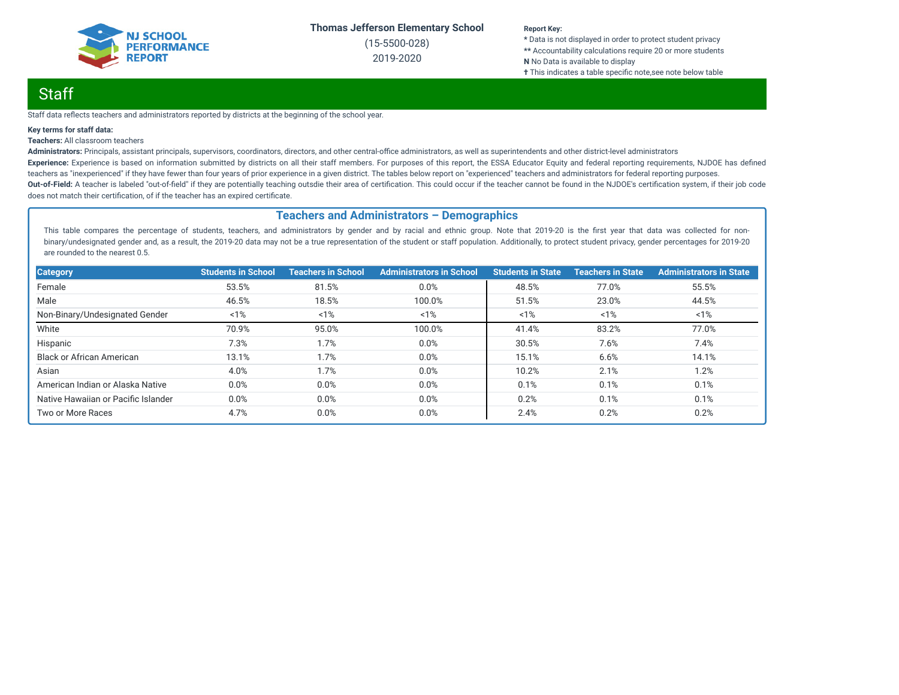Thomas Jefferson Elementary School

(15-5500-028)

2019-2020

**Report Key:**
* Data is not displayed in order to protect student privacy
** Accountability calculations require 20 or more students
**N** No Data is available to display
**✝** This indicates a table specific note,see note below table

# Staff

Staff data reflects teachers and administrators reported by districts at the beginning of the school year.

**Key terms for staff data:**

**Teachers:** All classroom teachers

**Administrators:** Principals, assistant principals, supervisors, coordinators, directors, and other central-office administrators, as well as superintendents and other district-level administrators

**Experience:** Experience is based on information submitted by districts on all their staff members. For purposes of this report, the ESSA Educator Equity and federal reporting requirements, NJDOE has defined teachers as "inexperienced" if they have fewer than four years of prior experience in a given district. The tables below report on "experienced" teachers and administrators for federal reporting purposes.

**Out-of-Field:** A teacher is labeled "out-of-field" if they are potentially teaching outsdie their area of certification. This could occur if the teacher cannot be found in the NJDOE's certification system, if their job code does not match their certification, of if the teacher has an expired certificate.

## Teachers and Administrators – Demographics

This table compares the percentage of students, teachers, and administrators by gender and by racial and ethnic group. Note that 2019-20 is the first year that data was collected for non-binary/undesignated gender and, as a result, the 2019-20 data may not be a true representation of the student or staff population. Additionally, to protect student privacy, gender percentages for 2019-20 are rounded to the nearest 0.5.

| Category | Students in School | Teachers in School | Administrators in School | Students in State | Teachers in State | Administrators in State |
|---|---|---|---|---|---|---|
| Female | 53.5% | 81.5% | 0.0% | 48.5% | 77.0% | 55.5% |
| Male | 46.5% | 18.5% | 100.0% | 51.5% | 23.0% | 44.5% |
| Non-Binary/Undesignated Gender | <1% | <1% | <1% | <1% | <1% | <1% |
| White | 70.9% | 95.0% | 100.0% | 41.4% | 83.2% | 77.0% |
| Hispanic | 7.3% | 1.7% | 0.0% | 30.5% | 7.6% | 7.4% |
| Black or African American | 13.1% | 1.7% | 0.0% | 15.1% | 6.6% | 14.1% |
| Asian | 4.0% | 1.7% | 0.0% | 10.2% | 2.1% | 1.2% |
| American Indian or Alaska Native | 0.0% | 0.0% | 0.0% | 0.1% | 0.1% | 0.1% |
| Native Hawaiian or Pacific Islander | 0.0% | 0.0% | 0.0% | 0.2% | 0.1% | 0.1% |
| Two or More Races | 4.7% | 0.0% | 0.0% | 2.4% | 0.2% | 0.2% |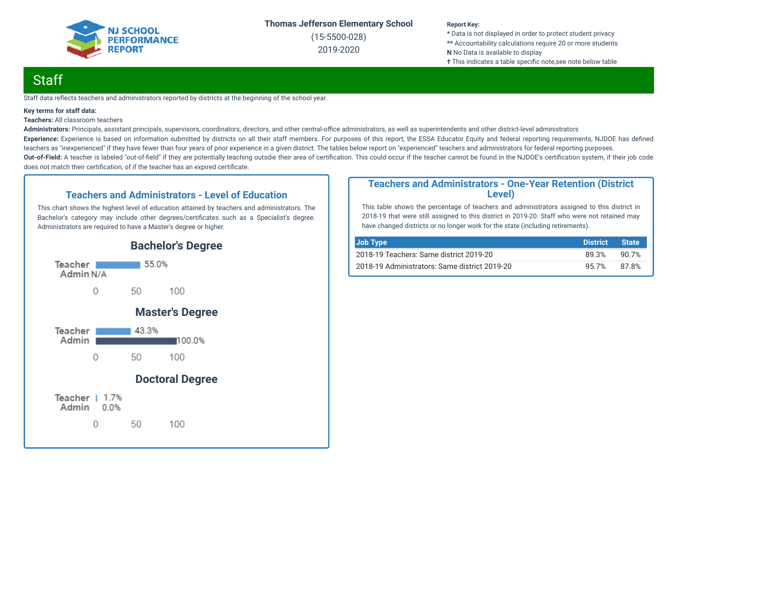Thomas Jefferson Elementary School
(15-5500-028)
2019-2020

**Report Key:**
* Data is not displayed in order to protect student privacy
** Accountability calculations require 20 or more students
**N** No Data is available to display
✝ This indicates a table specific note,see note below table

# Staff

Staff data reflects teachers and administrators reported by districts at the beginning of the school year.

**Key terms for staff data:**

**Teachers:** All classroom teachers

**Administrators:** Principals, assistant principals, supervisors, coordinators, directors, and other central-office administrators, as well as superintendents and other district-level administrators

**Experience:** Experience is based on information submitted by districts on all their staff members. For purposes of this report, the ESSA Educator Equity and federal reporting requirements, NJDOE has defined teachers as "inexperienced" if they have fewer than four years of prior experience in a given district. The tables below report on "experienced" teachers and administrators for federal reporting purposes.

**Out-of-Field:** A teacher is labeled "out-of-field" if they are potentially teaching outsdie their area of certification. This could occur if the teacher cannot be found in the NJDOE's certification system, if their job code does not match their certification, of if the teacher has an expired certificate.

## Teachers and Administrators - Level of Education

This chart shows the highest level of education attained by teachers and administrators. The Bachelor's category may include other degrees/certificates such as a Specialist's degree. Administrators are required to have a Master's degree or higher.

### Bachelor's Degree

| | Percent |
|---|---|
| Teacher | 55.0% |
| Admin | N/A |

### Master's Degree

| | Percent |
|---|---|
| Teacher | 43.3% |
| Admin | 100.0% |

### Doctoral Degree

| | Percent |
|---|---|
| Teacher | 1.7% |
| Admin | 0.0% |

## Teachers and Administrators - One-Year Retention (District Level)

This table shows the percentage of teachers and administrators assigned to this district in 2018-19 that were still assigned to this district in 2019-20. Staff who were not retained may have changed districts or no longer work for the state (including retirements).

| Job Type | District | State |
|---|---|---|
| 2018-19 Teachers: Same district 2019-20 | 89.3% | 90.7% |
| 2018-19 Administrators: Same district 2019-20 | 95.7% | 87.8% |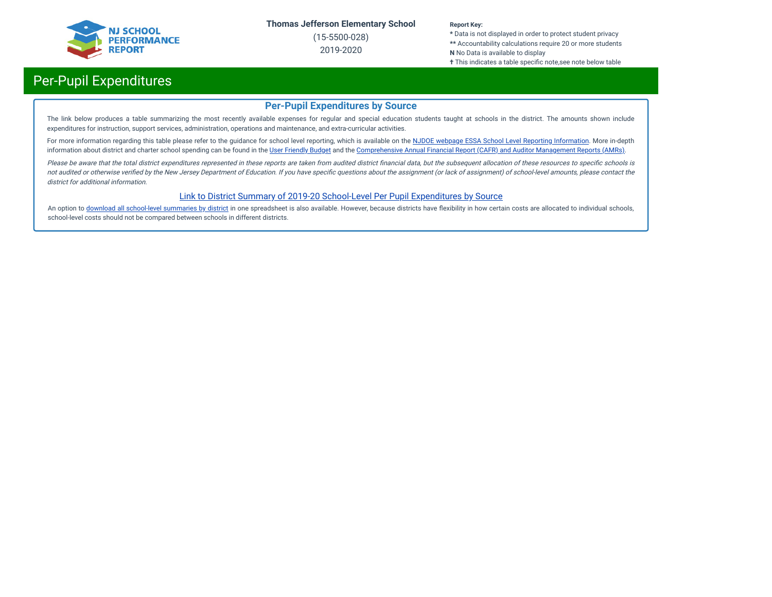# Per-Pupil Expenditures

## Per-Pupil Expenditures by Source

The link below produces a table summarizing the most recently available expenses for regular and special education students taught at schools in the district. The amounts shown include expenditures for instruction, support services, administration, operations and maintenance, and extra-curricular activities.

For more information regarding this table please refer to the guidance for school level reporting, which is available on the NJDOE webpage ESSA School Level Reporting Information. More in-depth information about district and charter school spending can be found in the User Friendly Budget and the Comprehensive Annual Financial Report (CAFR) and Auditor Management Reports (AMRs).

*Please be aware that the total district expenditures represented in these reports are taken from audited district financial data, but the subsequent allocation of these resources to specific schools is not audited or otherwise verified by the New Jersey Department of Education. If you have specific questions about the assignment (or lack of assignment) of school-level amounts, please contact the district for additional information.*

Link to District Summary of 2019-20 School-Level Per Pupil Expenditures by Source

An option to download all school-level summaries by district in one spreadsheet is also available. However, because districts have flexibility in how certain costs are allocated to individual schools, school-level costs should not be compared between schools in different districts.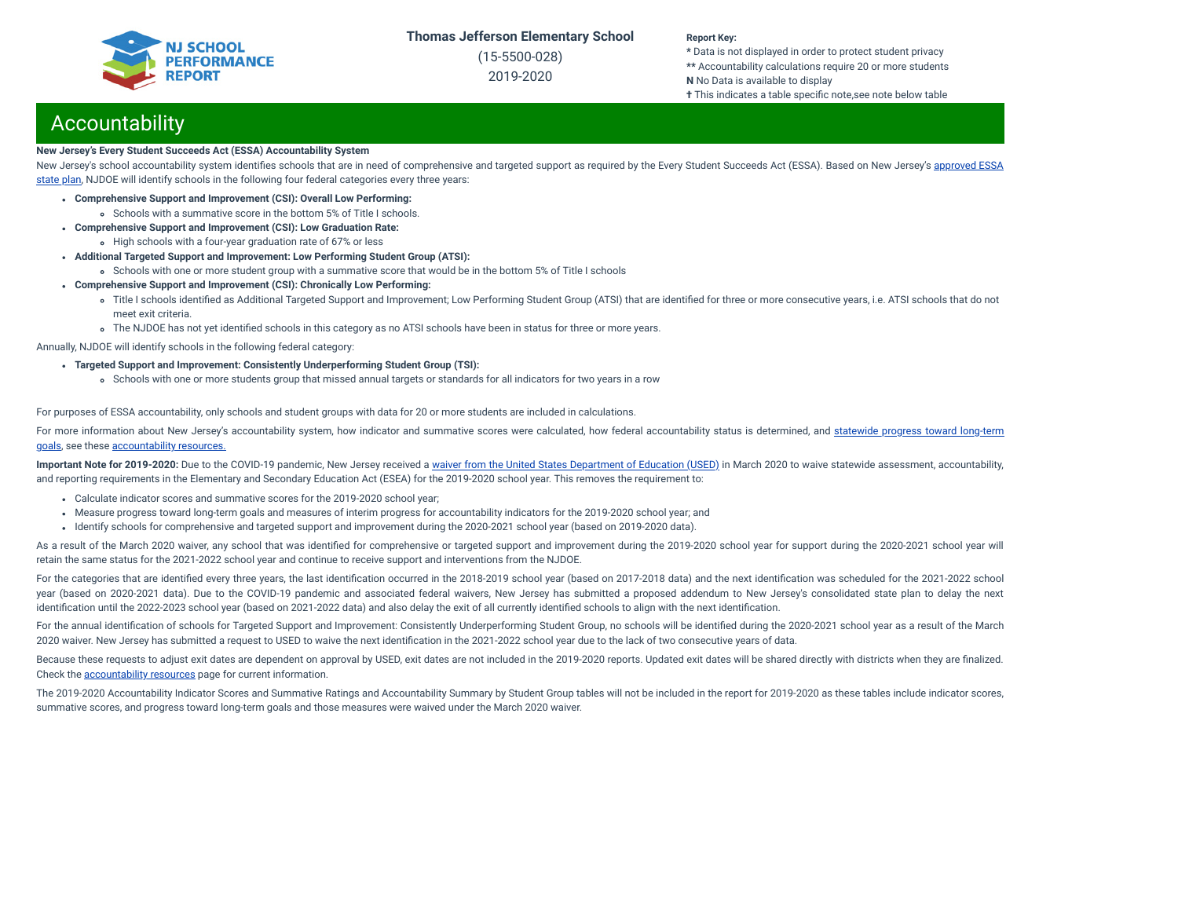## Accountability

**New Jersey's Every Student Succeeds Act (ESSA) Accountability System**

New Jersey's school accountability system identifies schools that are in need of comprehensive and targeted support as required by the Every Student Succeeds Act (ESSA). Based on New Jersey's approved ESSA state plan, NJDOE will identify schools in the following four federal categories every three years:

- **Comprehensive Support and Improvement (CSI): Overall Low Performing:**
  - Schools with a summative score in the bottom 5% of Title I schools.
- **Comprehensive Support and Improvement (CSI): Low Graduation Rate:**
  - High schools with a four-year graduation rate of 67% or less
- **Additional Targeted Support and Improvement: Low Performing Student Group (ATSI):**
  - Schools with one or more student group with a summative score that would be in the bottom 5% of Title I schools
- **Comprehensive Support and Improvement (CSI): Chronically Low Performing:**
  - Title I schools identified as Additional Targeted Support and Improvement; Low Performing Student Group (ATSI) that are identified for three or more consecutive years, i.e. ATSI schools that do not meet exit criteria.
  - The NJDOE has not yet identified schools in this category as no ATSI schools have been in status for three or more years.

Annually, NJDOE will identify schools in the following federal category:

- **Targeted Support and Improvement: Consistently Underperforming Student Group (TSI):**
  - Schools with one or more students group that missed annual targets or standards for all indicators for two years in a row

For purposes of ESSA accountability, only schools and student groups with data for 20 or more students are included in calculations.

For more information about New Jersey's accountability system, how indicator and summative scores were calculated, how federal accountability status is determined, and statewide progress toward long-term goals, see these accountability resources.

**Important Note for 2019-2020:** Due to the COVID-19 pandemic, New Jersey received a waiver from the United States Department of Education (USED) in March 2020 to waive statewide assessment, accountability, and reporting requirements in the Elementary and Secondary Education Act (ESEA) for the 2019-2020 school year. This removes the requirement to:

- Calculate indicator scores and summative scores for the 2019-2020 school year;
- Measure progress toward long-term goals and measures of interim progress for accountability indicators for the 2019-2020 school year; and
- Identify schools for comprehensive and targeted support and improvement during the 2020-2021 school year (based on 2019-2020 data).

As a result of the March 2020 waiver, any school that was identified for comprehensive or targeted support and improvement during the 2019-2020 school year for support during the 2020-2021 school year will retain the same status for the 2021-2022 school year and continue to receive support and interventions from the NJDOE.

For the categories that are identified every three years, the last identification occurred in the 2018-2019 school year (based on 2017-2018 data) and the next identification was scheduled for the 2021-2022 school year (based on 2020-2021 data). Due to the COVID-19 pandemic and associated federal waivers, New Jersey has submitted a proposed addendum to New Jersey's consolidated state plan to delay the next identification until the 2022-2023 school year (based on 2021-2022 data) and also delay the exit of all currently identified schools to align with the next identification.

For the annual identification of schools for Targeted Support and Improvement: Consistently Underperforming Student Group, no schools will be identified during the 2020-2021 school year as a result of the March 2020 waiver. New Jersey has submitted a request to USED to waive the next identification in the 2021-2022 school year due to the lack of two consecutive years of data.

Because these requests to adjust exit dates are dependent on approval by USED, exit dates are not included in the 2019-2020 reports. Updated exit dates will be shared directly with districts when they are finalized. Check the accountability resources page for current information.

The 2019-2020 Accountability Indicator Scores and Summative Ratings and Accountability Summary by Student Group tables will not be included in the report for 2019-2020 as these tables include indicator scores, summative scores, and progress toward long-term goals and those measures were waived under the March 2020 waiver.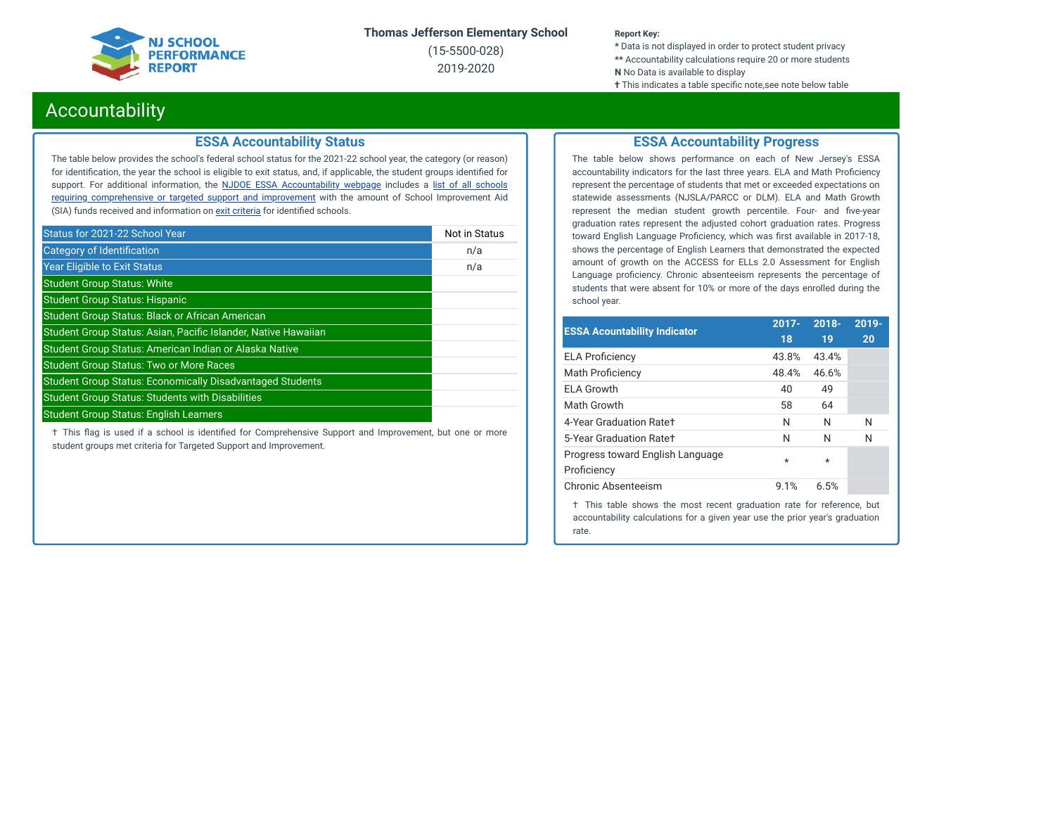Thomas Jefferson Elementary School
(15-5500-028)
2019-2020

**Report Key:**
* Data is not displayed in order to protect student privacy
** Accountability calculations require 20 or more students
**N** No Data is available to display
† This indicates a table specific note,see note below table

# Accountability

## ESSA Accountability Status

The table below provides the school's federal school status for the 2021-22 school year, the category (or reason) for identification, the year the school is eligible to exit status, and, if applicable, the student groups identified for support. For additional information, the NJDOE ESSA Accountability webpage includes a list of all schools requiring comprehensive or targeted support and improvement with the amount of School Improvement Aid (SIA) funds received and information on exit criteria for identified schools.

| | |
|---|---|
| Status for 2021-22 School Year | Not in Status |
| Category of Identification | n/a |
| Year Eligible to Exit Status | n/a |
| Student Group Status: White | |
| Student Group Status: Hispanic | |
| Student Group Status: Black or African American | |
| Student Group Status: Asian, Pacific Islander, Native Hawaiian | |
| Student Group Status: American Indian or Alaska Native | |
| Student Group Status: Two or More Races | |
| Student Group Status: Economically Disadvantaged Students | |
| Student Group Status: Students with Disabilities | |
| Student Group Status: English Learners | |

† This flag is used if a school is identified for Comprehensive Support and Improvement, but one or more student groups met criteria for Targeted Support and Improvement.

## ESSA Accountability Progress

The table below shows performance on each of New Jersey's ESSA accountability indicators for the last three years. ELA and Math Proficiency represent the percentage of students that met or exceeded expectations on statewide assessments (NJSLA/PARCC or DLM). ELA and Math Growth represent the median student growth percentile. Four- and five-year graduation rates represent the adjusted cohort graduation rates. Progress toward English Language Proficiency, which was first available in 2017-18, shows the percentage of English Learners that demonstrated the expected amount of growth on the ACCESS for ELLs 2.0 Assessment for English Language proficiency. Chronic absenteeism represents the percentage of students that were absent for 10% or more of the days enrolled during the school year.

| ESSA Accountability Indicator | 2017-18 | 2018-19 | 2019-20 |
|---|---|---|---|
| ELA Proficiency | 43.8% | 43.4% | |
| Math Proficiency | 48.4% | 46.6% | |
| ELA Growth | 40 | 49 | |
| Math Growth | 58 | 64 | |
| 4-Year Graduation Rate† | N | N | N |
| 5-Year Graduation Rate† | N | N | N |
| Progress toward English Language Proficiency | * | * | |
| Chronic Absenteeism | 9.1% | 6.5% | |

† This table shows the most recent graduation rate for reference, but accountability calculations for a given year use the prior year's graduation rate.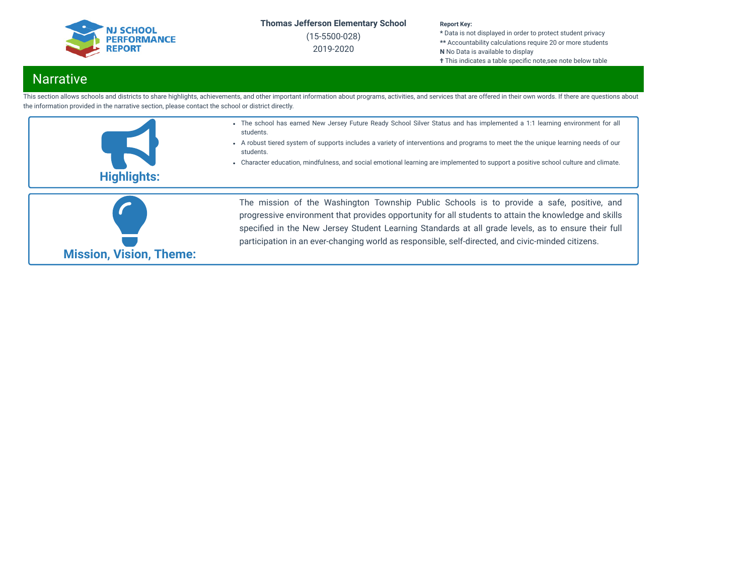Thomas Jefferson Elementary School
(15-5500-028)
2019-2020

**Report Key:**
**\*** Data is not displayed in order to protect student privacy
**\*\*** Accountability calculations require 20 or more students
**N** No Data is available to display
**✝** This indicates a table specific note,see note below table

## Narrative

This section allows schools and districts to share highlights, achievements, and other important information about programs, activities, and services that are offered in their own words. If there are questions about the information provided in the narrative section, please contact the school or district directly.

### Highlights:

- The school has earned New Jersey Future Ready School Silver Status and has implemented a 1:1 learning environment for all students.
- A robust tiered system of supports includes a variety of interventions and programs to meet the the unique learning needs of our students.
- Character education, mindfulness, and social emotional learning are implemented to support a positive school culture and climate.

### Mission, Vision, Theme:

The mission of the Washington Township Public Schools is to provide a safe, positive, and progressive environment that provides opportunity for all students to attain the knowledge and skills specified in the New Jersey Student Learning Standards at all grade levels, as to ensure their full participation in an ever-changing world as responsible, self-directed, and civic-minded citizens.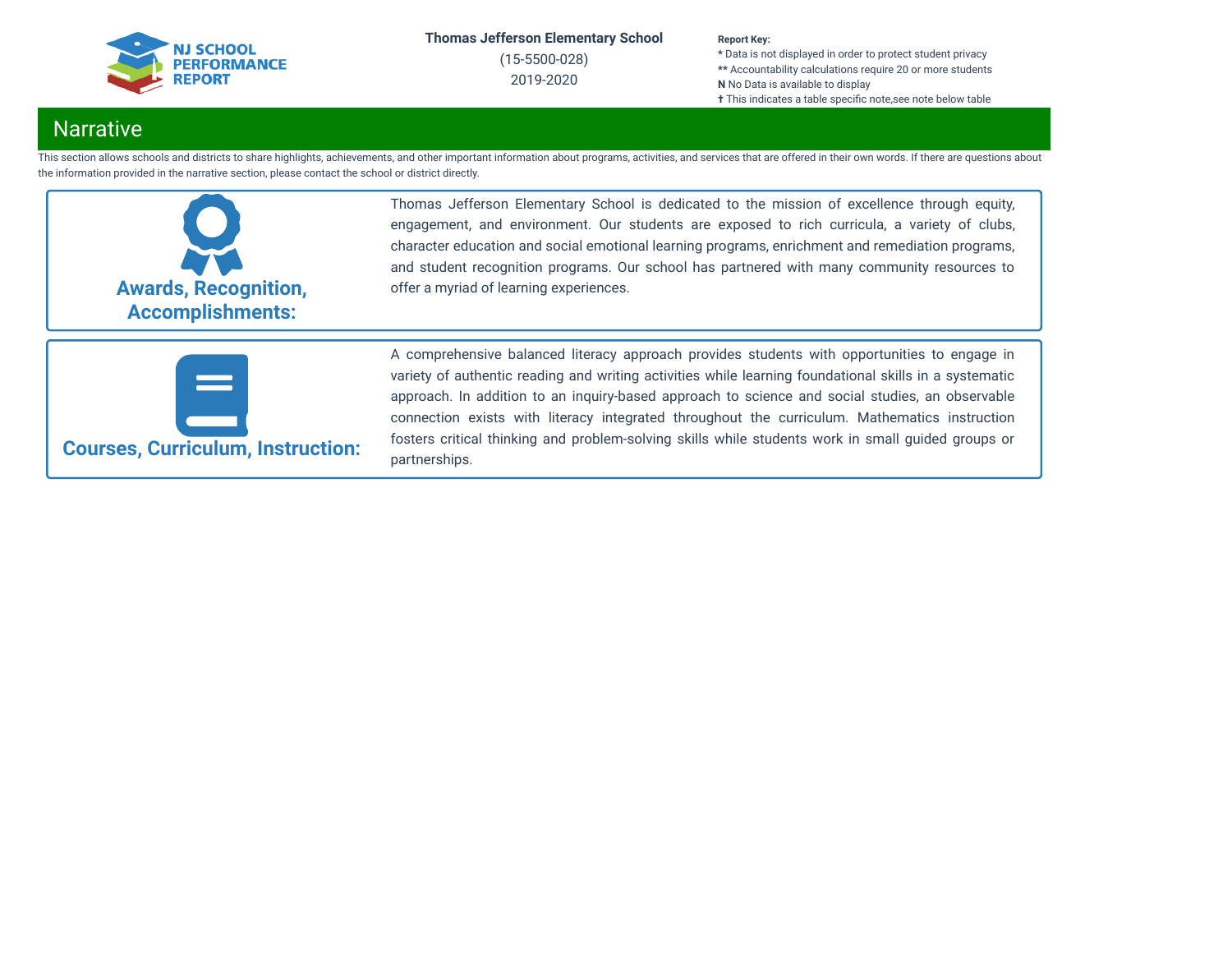Thomas Jefferson Elementary School
(15-5500-028)
2019-2020

Report Key:
* Data is not displayed in order to protect student privacy
** Accountability calculations require 20 or more students
N No Data is available to display
† This indicates a table specific note,see note below table

## Narrative

This section allows schools and districts to share highlights, achievements, and other important information about programs, activities, and services that are offered in their own words. If there are questions about the information provided in the narrative section, please contact the school or district directly.

### Awards, Recognition, Accomplishments:

Thomas Jefferson Elementary School is dedicated to the mission of excellence through equity, engagement, and environment. Our students are exposed to rich curricula, a variety of clubs, character education and social emotional learning programs, enrichment and remediation programs, and student recognition programs. Our school has partnered with many community resources to offer a myriad of learning experiences.

### Courses, Curriculum, Instruction:

A comprehensive balanced literacy approach provides students with opportunities to engage in variety of authentic reading and writing activities while learning foundational skills in a systematic approach. In addition to an inquiry-based approach to science and social studies, an observable connection exists with literacy integrated throughout the curriculum. Mathematics instruction fosters critical thinking and problem-solving skills while students work in small guided groups or partnerships.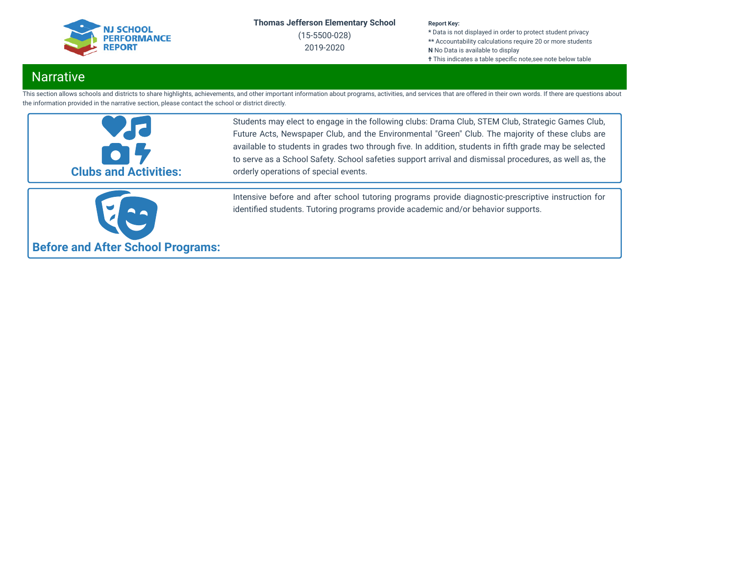## Narrative

This section allows schools and districts to share highlights, achievements, and other important information about programs, activities, and services that are offered in their own words. If there are questions about the information provided in the narrative section, please contact the school or district directly.

### Clubs and Activities:

Students may elect to engage in the following clubs: Drama Club, STEM Club, Strategic Games Club, Future Acts, Newspaper Club, and the Environmental "Green" Club. The majority of these clubs are available to students in grades two through five. In addition, students in fifth grade may be selected to serve as a School Safety. School safeties support arrival and dismissal procedures, as well as, the orderly operations of special events.

### Before and After School Programs:

Intensive before and after school tutoring programs provide diagnostic-prescriptive instruction for identified students. Tutoring programs provide academic and/or behavior supports.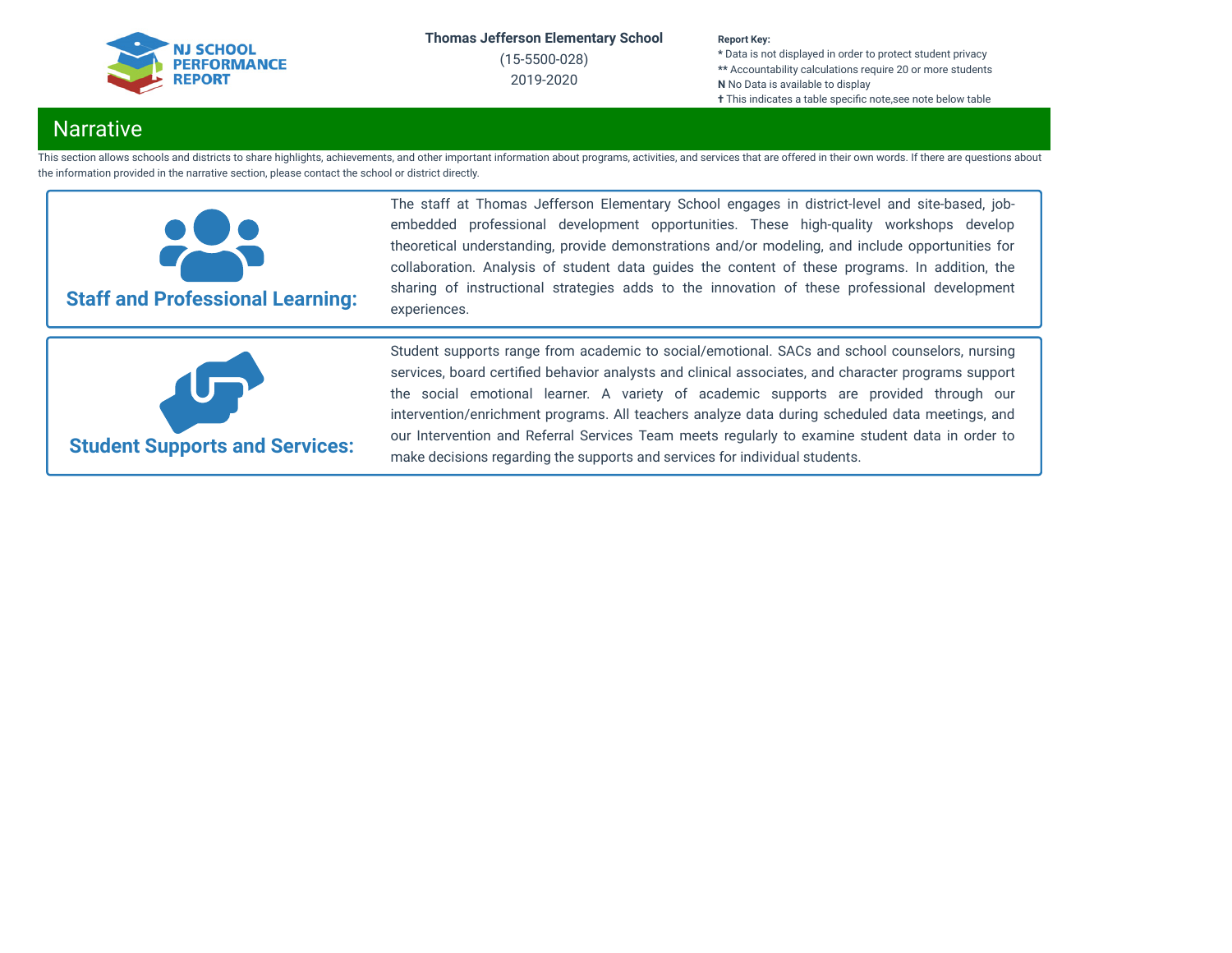# Narrative

This section allows schools and districts to share highlights, achievements, and other important information about programs, activities, and services that are offered in their own words. If there are questions about the information provided in the narrative section, please contact the school or district directly.

### Staff and Professional Learning:

The staff at Thomas Jefferson Elementary School engages in district-level and site-based, job-embedded professional development opportunities. These high-quality workshops develop theoretical understanding, provide demonstrations and/or modeling, and include opportunities for collaboration. Analysis of student data guides the content of these programs. In addition, the sharing of instructional strategies adds to the innovation of these professional development experiences.

### Student Supports and Services:

Student supports range from academic to social/emotional. SACs and school counselors, nursing services, board certified behavior analysts and clinical associates, and character programs support the social emotional learner. A variety of academic supports are provided through our intervention/enrichment programs. All teachers analyze data during scheduled data meetings, and our Intervention and Referral Services Team meets regularly to examine student data in order to make decisions regarding the supports and services for individual students.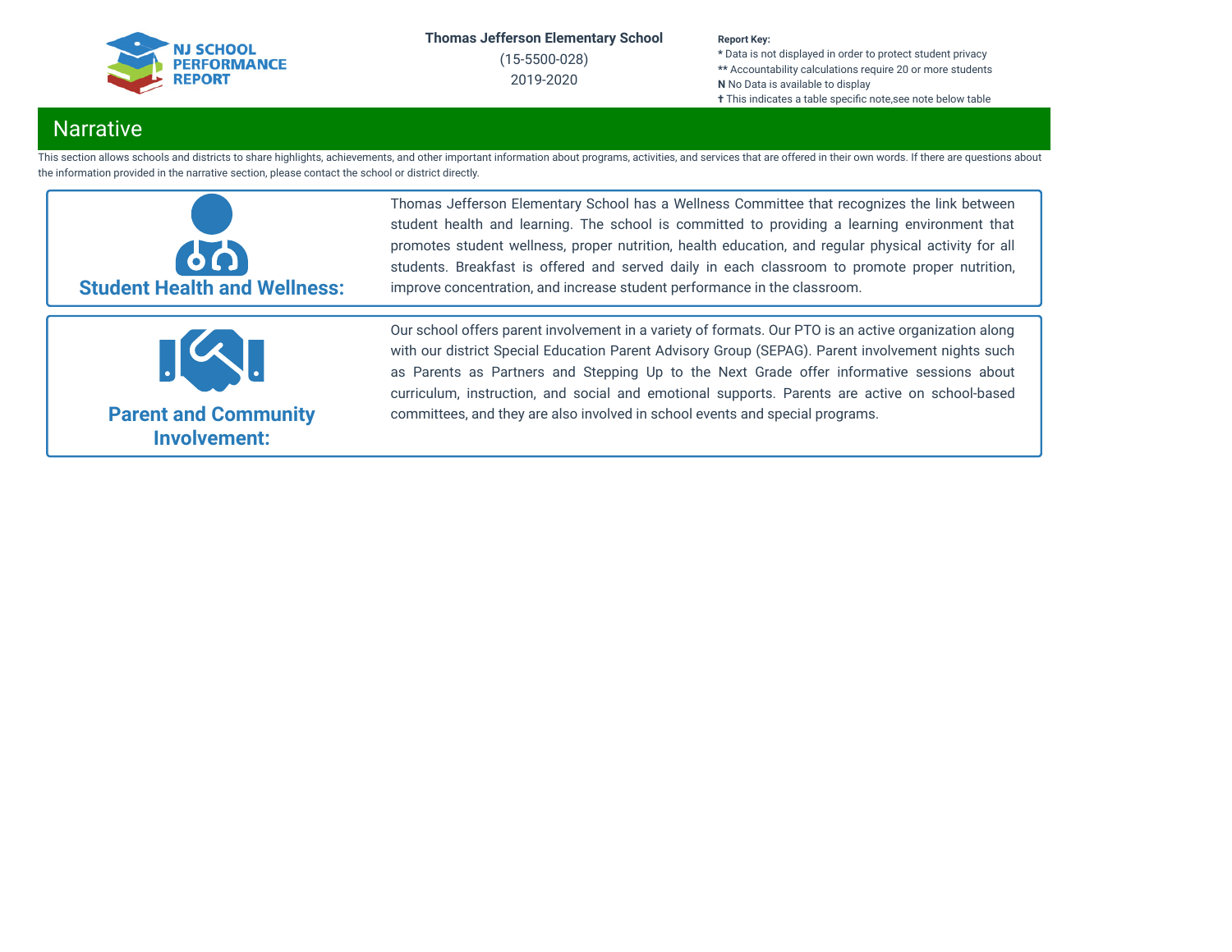## Narrative

This section allows schools and districts to share highlights, achievements, and other important information about programs, activities, and services that are offered in their own words. If there are questions about the information provided in the narrative section, please contact the school or district directly.

### Student Health and Wellness:

Thomas Jefferson Elementary School has a Wellness Committee that recognizes the link between student health and learning. The school is committed to providing a learning environment that promotes student wellness, proper nutrition, health education, and regular physical activity for all students. Breakfast is offered and served daily in each classroom to promote proper nutrition, improve concentration, and increase student performance in the classroom.

### Parent and Community Involvement:

Our school offers parent involvement in a variety of formats. Our PTO is an active organization along with our district Special Education Parent Advisory Group (SEPAG). Parent involvement nights such as Parents as Partners and Stepping Up to the Next Grade offer informative sessions about curriculum, instruction, and social and emotional supports. Parents are active on school-based committees, and they are also involved in school events and special programs.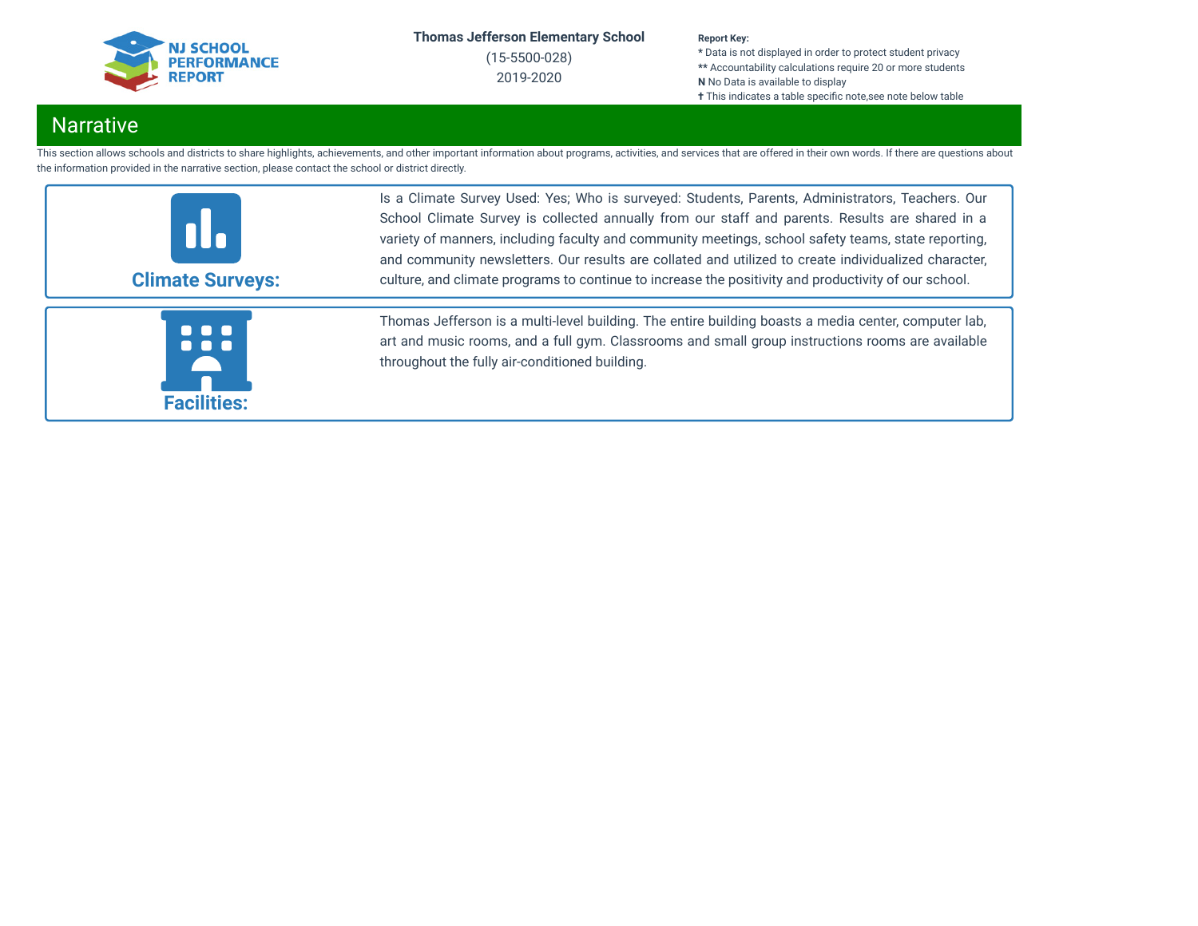## Narrative

This section allows schools and districts to share highlights, achievements, and other important information about programs, activities, and services that are offered in their own words. If there are questions about the information provided in the narrative section, please contact the school or district directly.

### Climate Surveys:

Is a Climate Survey Used: Yes; Who is surveyed: Students, Parents, Administrators, Teachers. Our School Climate Survey is collected annually from our staff and parents. Results are shared in a variety of manners, including faculty and community meetings, school safety teams, state reporting, and community newsletters. Our results are collated and utilized to create individualized character, culture, and climate programs to continue to increase the positivity and productivity of our school.

### Facilities:

Thomas Jefferson is a multi-level building. The entire building boasts a media center, computer lab, art and music rooms, and a full gym. Classrooms and small group instructions rooms are available throughout the fully air-conditioned building.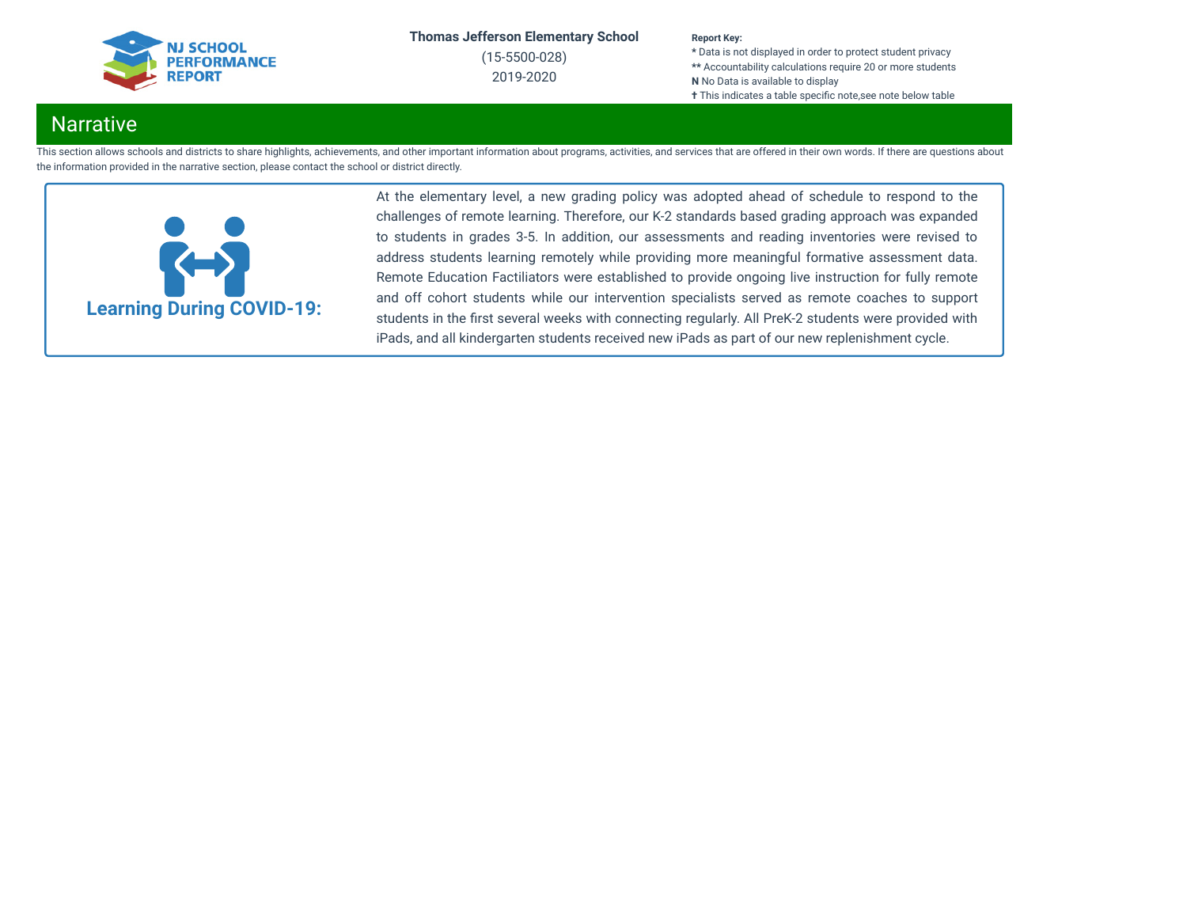# Narrative

This section allows schools and districts to share highlights, achievements, and other important information about programs, activities, and services that are offered in their own words. If there are questions about the information provided in the narrative section, please contact the school or district directly.

### Learning During COVID-19:

At the elementary level, a new grading policy was adopted ahead of schedule to respond to the challenges of remote learning. Therefore, our K-2 standards based grading approach was expanded to students in grades 3-5. In addition, our assessments and reading inventories were revised to address students learning remotely while providing more meaningful formative assessment data. Remote Education Factiliators were established to provide ongoing live instruction for fully remote and off cohort students while our intervention specialists served as remote coaches to support students in the first several weeks with connecting regularly. All PreK-2 students were provided with iPads, and all kindergarten students received new iPads as part of our new replenishment cycle.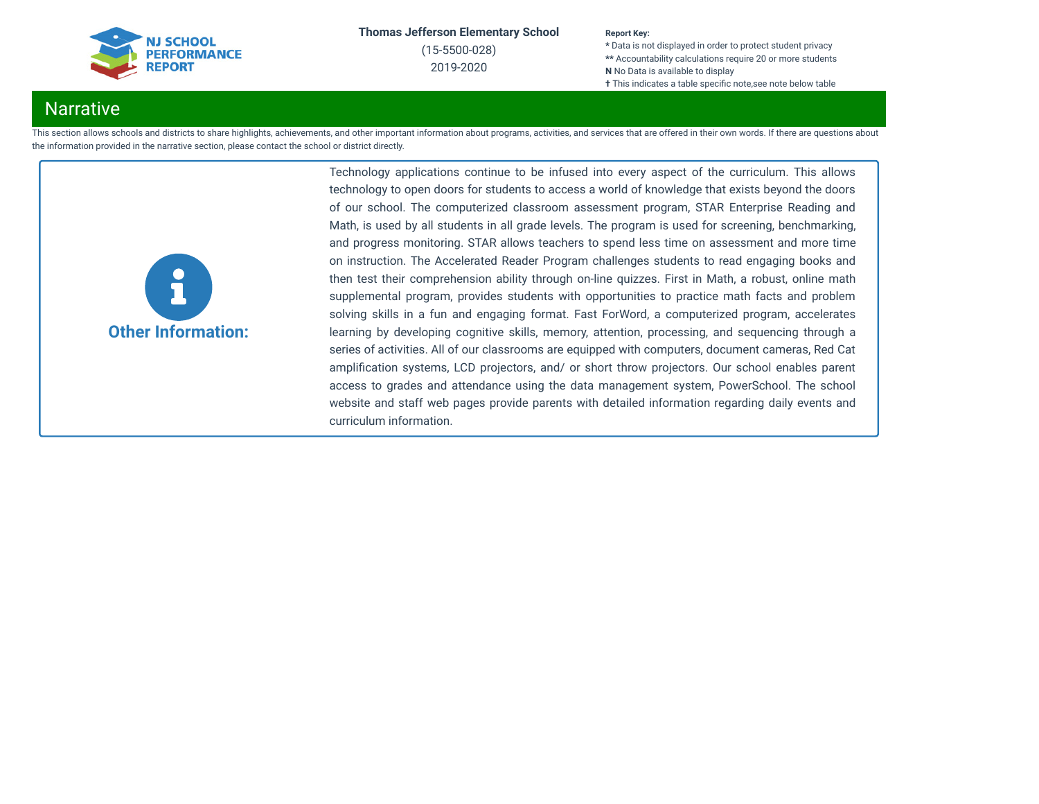**Thomas Jefferson Elementary School**
(15-5500-028)
2019-2020

**Report Key:**
* Data is not displayed in order to protect student privacy
** Accountability calculations require 20 or more students
**N** No Data is available to display
✝ This indicates a table specific note,see note below table

## Narrative

This section allows schools and districts to share highlights, achievements, and other important information about programs, activities, and services that are offered in their own words. If there are questions about the information provided in the narrative section, please contact the school or district directly.

### Other Information:

Technology applications continue to be infused into every aspect of the curriculum. This allows technology to open doors for students to access a world of knowledge that exists beyond the doors of our school. The computerized classroom assessment program, STAR Enterprise Reading and Math, is used by all students in all grade levels. The program is used for screening, benchmarking, and progress monitoring. STAR allows teachers to spend less time on assessment and more time on instruction. The Accelerated Reader Program challenges students to read engaging books and then test their comprehension ability through on-line quizzes. First in Math, a robust, online math supplemental program, provides students with opportunities to practice math facts and problem solving skills in a fun and engaging format. Fast ForWord, a computerized program, accelerates learning by developing cognitive skills, memory, attention, processing, and sequencing through a series of activities. All of our classrooms are equipped with computers, document cameras, Red Cat amplification systems, LCD projectors, and/ or short throw projectors. Our school enables parent access to grades and attendance using the data management system, PowerSchool. The school website and staff web pages provide parents with detailed information regarding daily events and curriculum information.